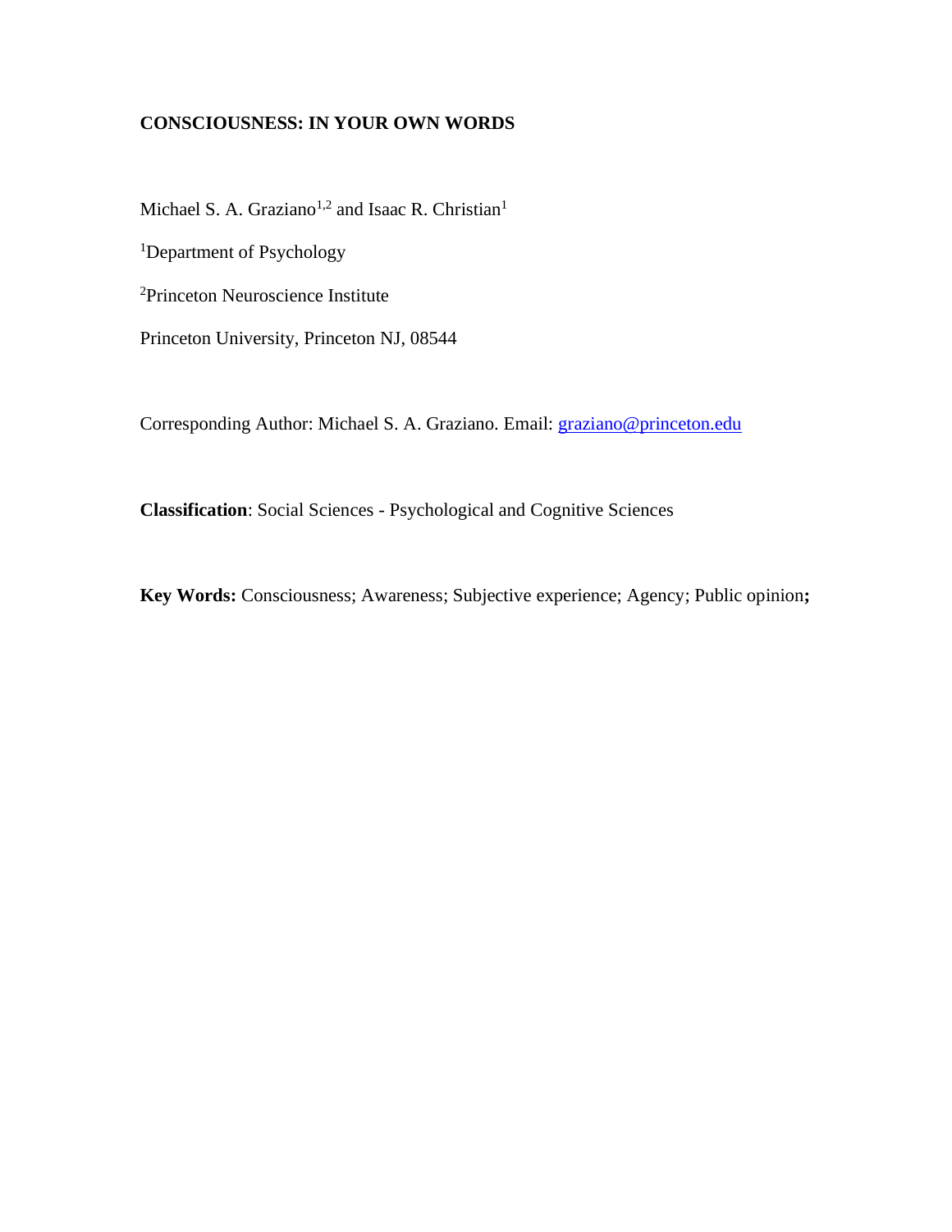# CONSCIOUSNESS: IN YOUR OWN WORDS

Michael S. A. Graziano[1,2] and Isaac R. Christian[1]

[1]Department of Psychology

[2]Princeton Neuroscience Institute

Princeton University, Princeton NJ, 08544

Corresponding Author: Michael S. A. Graziano. Email: graziano@princeton.edu

**Classification**: Social Sciences - Psychological and Cognitive Sciences

**Key Words:** Consciousness; Awareness; Subjective experience; Agency; Public opinion**;**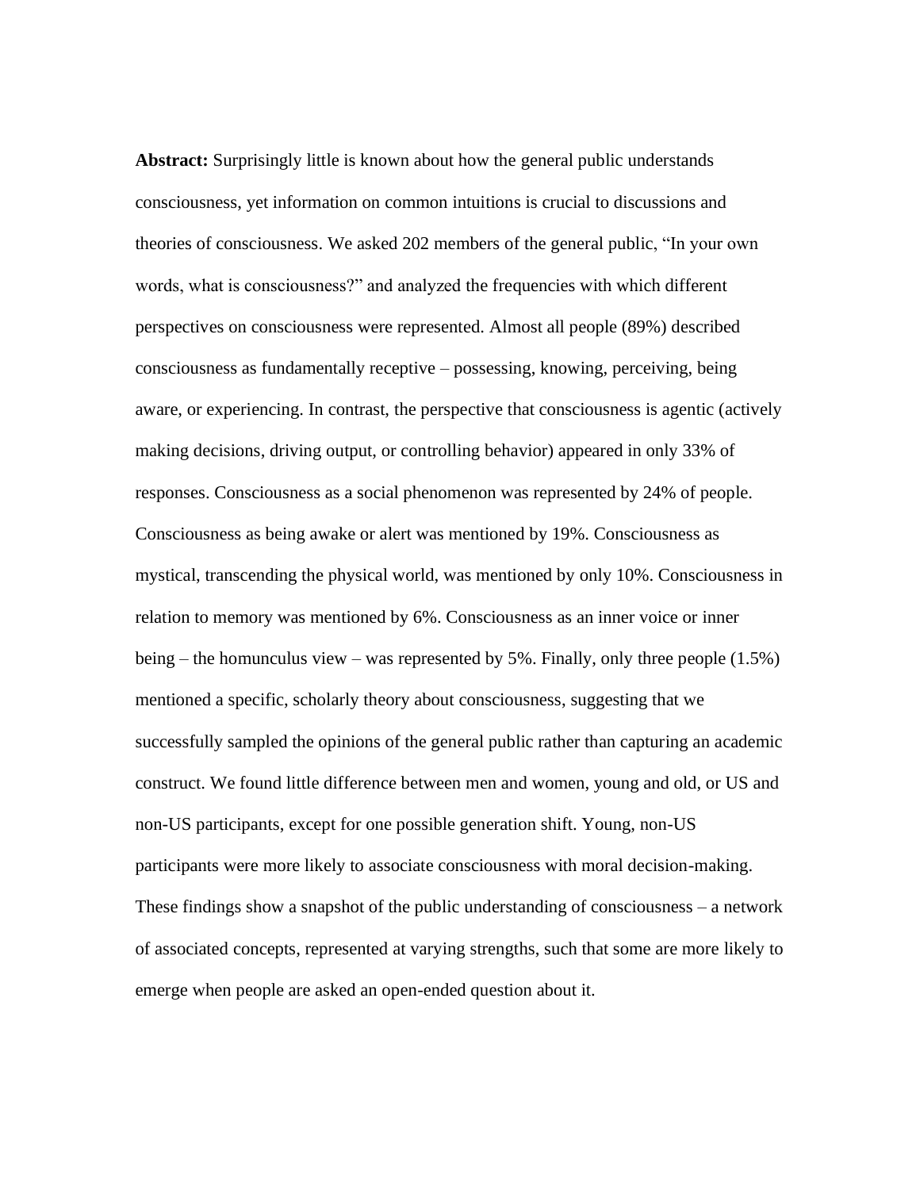**Abstract:** Surprisingly little is known about how the general public understands consciousness, yet information on common intuitions is crucial to discussions and theories of consciousness. We asked 202 members of the general public, "In your own words, what is consciousness?" and analyzed the frequencies with which different perspectives on consciousness were represented. Almost all people (89%) described consciousness as fundamentally receptive – possessing, knowing, perceiving, being aware, or experiencing. In contrast, the perspective that consciousness is agentic (actively making decisions, driving output, or controlling behavior) appeared in only 33% of responses. Consciousness as a social phenomenon was represented by 24% of people. Consciousness as being awake or alert was mentioned by 19%. Consciousness as mystical, transcending the physical world, was mentioned by only 10%. Consciousness in relation to memory was mentioned by 6%. Consciousness as an inner voice or inner being – the homunculus view – was represented by 5%. Finally, only three people (1.5%) mentioned a specific, scholarly theory about consciousness, suggesting that we successfully sampled the opinions of the general public rather than capturing an academic construct. We found little difference between men and women, young and old, or US and non-US participants, except for one possible generation shift. Young, non-US participants were more likely to associate consciousness with moral decision-making. These findings show a snapshot of the public understanding of consciousness – a network of associated concepts, represented at varying strengths, such that some are more likely to emerge when people are asked an open-ended question about it.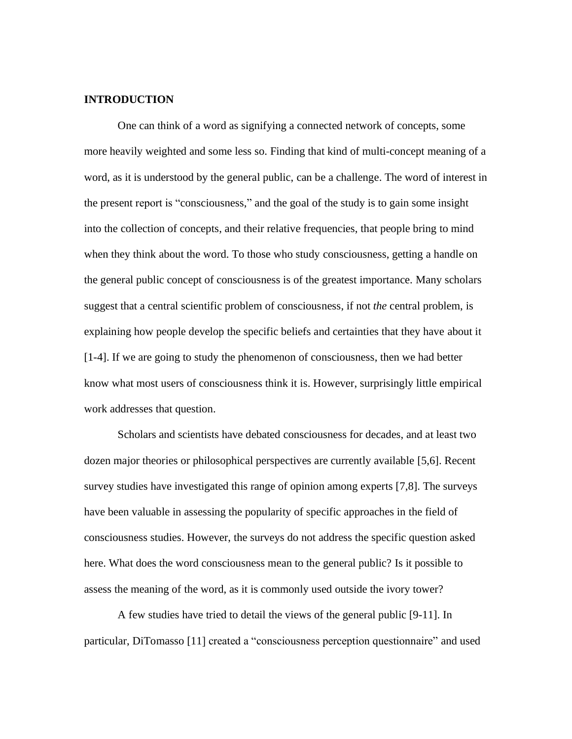## INTRODUCTION

One can think of a word as signifying a connected network of concepts, some more heavily weighted and some less so. Finding that kind of multi-concept meaning of a word, as it is understood by the general public, can be a challenge. The word of interest in the present report is "consciousness," and the goal of the study is to gain some insight into the collection of concepts, and their relative frequencies, that people bring to mind when they think about the word. To those who study consciousness, getting a handle on the general public concept of consciousness is of the greatest importance. Many scholars suggest that a central scientific problem of consciousness, if not *the* central problem, is explaining how people develop the specific beliefs and certainties that they have about it [1-4]. If we are going to study the phenomenon of consciousness, then we had better know what most users of consciousness think it is. However, surprisingly little empirical work addresses that question.

Scholars and scientists have debated consciousness for decades, and at least two dozen major theories or philosophical perspectives are currently available [5,6]. Recent survey studies have investigated this range of opinion among experts [7,8]. The surveys have been valuable in assessing the popularity of specific approaches in the field of consciousness studies. However, the surveys do not address the specific question asked here. What does the word consciousness mean to the general public? Is it possible to assess the meaning of the word, as it is commonly used outside the ivory tower?

A few studies have tried to detail the views of the general public [9-11]. In particular, DiTomasso [11] created a "consciousness perception questionnaire" and used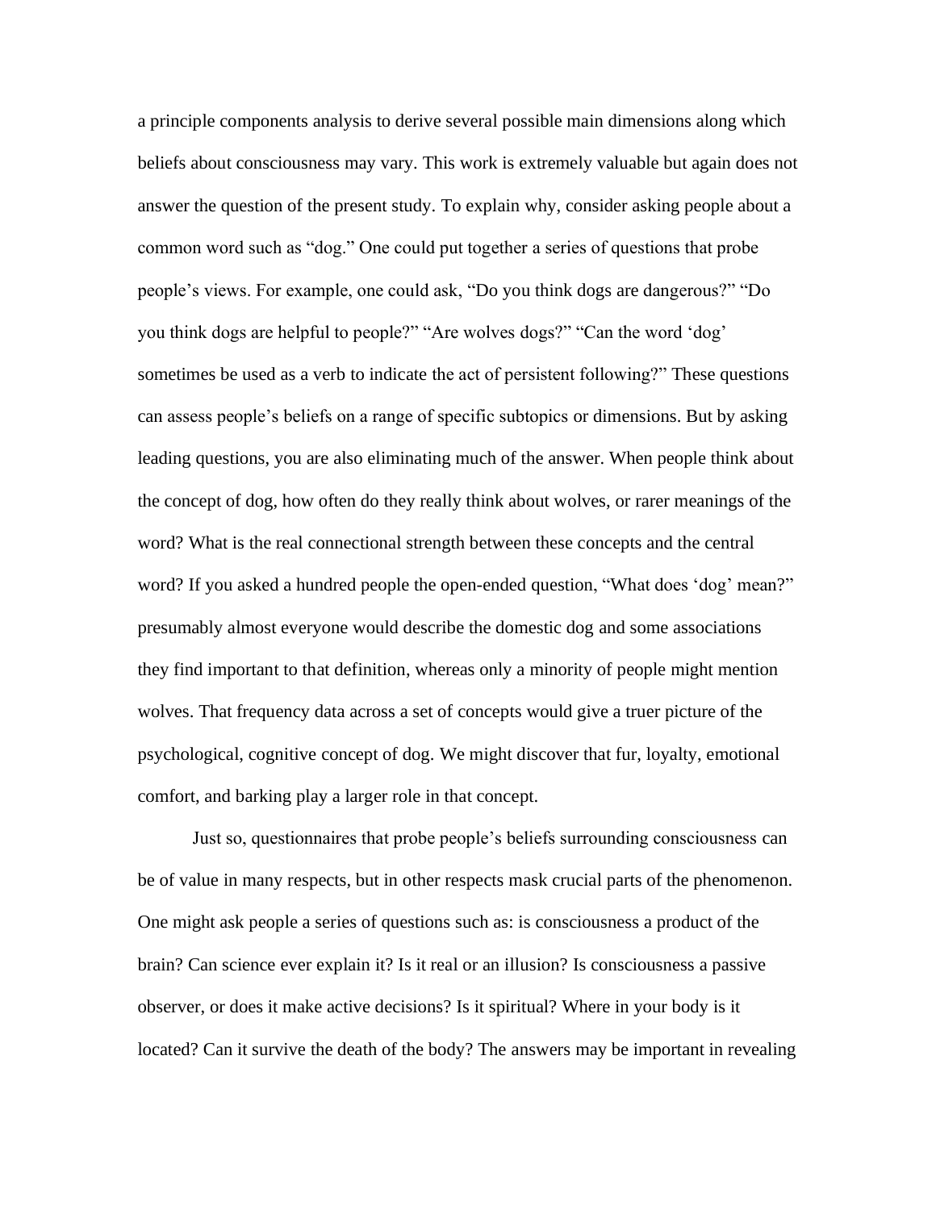a principle components analysis to derive several possible main dimensions along which beliefs about consciousness may vary. This work is extremely valuable but again does not answer the question of the present study. To explain why, consider asking people about a common word such as "dog." One could put together a series of questions that probe people's views. For example, one could ask, "Do you think dogs are dangerous?" "Do you think dogs are helpful to people?" "Are wolves dogs?" "Can the word 'dog' sometimes be used as a verb to indicate the act of persistent following?" These questions can assess people's beliefs on a range of specific subtopics or dimensions. But by asking leading questions, you are also eliminating much of the answer. When people think about the concept of dog, how often do they really think about wolves, or rarer meanings of the word? What is the real connectional strength between these concepts and the central word? If you asked a hundred people the open-ended question, "What does 'dog' mean?" presumably almost everyone would describe the domestic dog and some associations they find important to that definition, whereas only a minority of people might mention wolves. That frequency data across a set of concepts would give a truer picture of the psychological, cognitive concept of dog. We might discover that fur, loyalty, emotional comfort, and barking play a larger role in that concept.

Just so, questionnaires that probe people's beliefs surrounding consciousness can be of value in many respects, but in other respects mask crucial parts of the phenomenon. One might ask people a series of questions such as: is consciousness a product of the brain? Can science ever explain it? Is it real or an illusion? Is consciousness a passive observer, or does it make active decisions? Is it spiritual? Where in your body is it located? Can it survive the death of the body? The answers may be important in revealing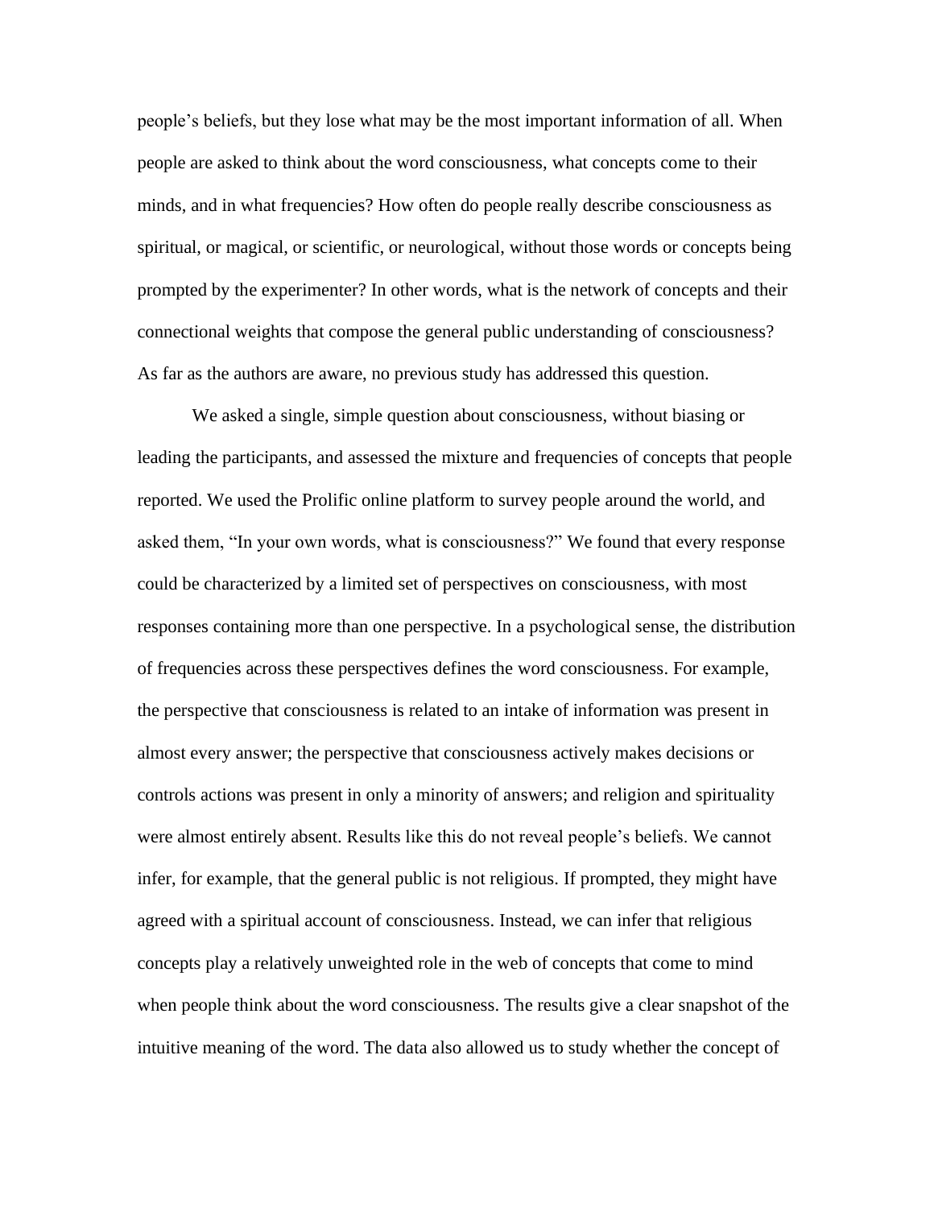people's beliefs, but they lose what may be the most important information of all. When people are asked to think about the word consciousness, what concepts come to their minds, and in what frequencies? How often do people really describe consciousness as spiritual, or magical, or scientific, or neurological, without those words or concepts being prompted by the experimenter? In other words, what is the network of concepts and their connectional weights that compose the general public understanding of consciousness? As far as the authors are aware, no previous study has addressed this question.

We asked a single, simple question about consciousness, without biasing or leading the participants, and assessed the mixture and frequencies of concepts that people reported. We used the Prolific online platform to survey people around the world, and asked them, "In your own words, what is consciousness?" We found that every response could be characterized by a limited set of perspectives on consciousness, with most responses containing more than one perspective. In a psychological sense, the distribution of frequencies across these perspectives defines the word consciousness. For example, the perspective that consciousness is related to an intake of information was present in almost every answer; the perspective that consciousness actively makes decisions or controls actions was present in only a minority of answers; and religion and spirituality were almost entirely absent. Results like this do not reveal people's beliefs. We cannot infer, for example, that the general public is not religious. If prompted, they might have agreed with a spiritual account of consciousness. Instead, we can infer that religious concepts play a relatively unweighted role in the web of concepts that come to mind when people think about the word consciousness. The results give a clear snapshot of the intuitive meaning of the word. The data also allowed us to study whether the concept of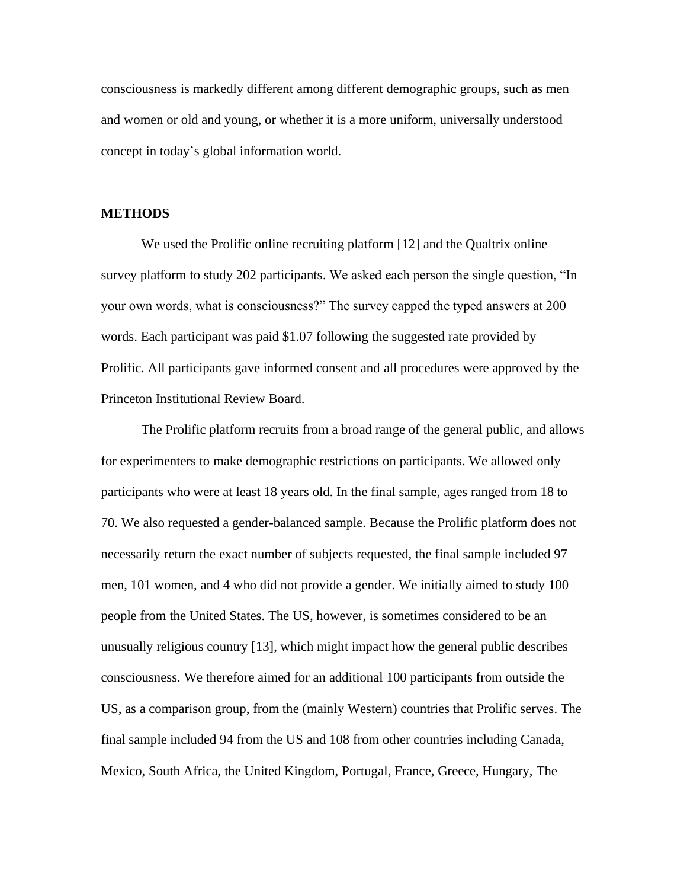consciousness is markedly different among different demographic groups, such as men and women or old and young, or whether it is a more uniform, universally understood concept in today's global information world.

## METHODS

We used the Prolific online recruiting platform [12] and the Qualtrix online survey platform to study 202 participants. We asked each person the single question, "In your own words, what is consciousness?" The survey capped the typed answers at 200 words. Each participant was paid $1.07 following the suggested rate provided by Prolific. All participants gave informed consent and all procedures were approved by the Princeton Institutional Review Board.

The Prolific platform recruits from a broad range of the general public, and allows for experimenters to make demographic restrictions on participants. We allowed only participants who were at least 18 years old. In the final sample, ages ranged from 18 to 70. We also requested a gender-balanced sample. Because the Prolific platform does not necessarily return the exact number of subjects requested, the final sample included 97 men, 101 women, and 4 who did not provide a gender. We initially aimed to study 100 people from the United States. The US, however, is sometimes considered to be an unusually religious country [13], which might impact how the general public describes consciousness. We therefore aimed for an additional 100 participants from outside the US, as a comparison group, from the (mainly Western) countries that Prolific serves. The final sample included 94 from the US and 108 from other countries including Canada, Mexico, South Africa, the United Kingdom, Portugal, France, Greece, Hungary, The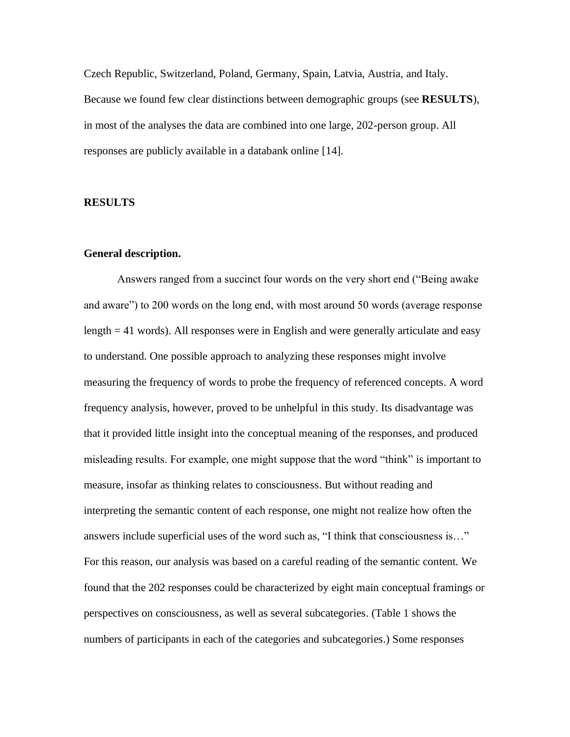Czech Republic, Switzerland, Poland, Germany, Spain, Latvia, Austria, and Italy. Because we found few clear distinctions between demographic groups (see **RESULTS**), in most of the analyses the data are combined into one large, 202-person group. All responses are publicly available in a databank online [14].

## RESULTS

### General description.

Answers ranged from a succinct four words on the very short end ("Being awake and aware") to 200 words on the long end, with most around 50 words (average response length = 41 words). All responses were in English and were generally articulate and easy to understand. One possible approach to analyzing these responses might involve measuring the frequency of words to probe the frequency of referenced concepts. A word frequency analysis, however, proved to be unhelpful in this study. Its disadvantage was that it provided little insight into the conceptual meaning of the responses, and produced misleading results. For example, one might suppose that the word "think" is important to measure, insofar as thinking relates to consciousness. But without reading and interpreting the semantic content of each response, one might not realize how often the answers include superficial uses of the word such as, "I think that consciousness is…" For this reason, our analysis was based on a careful reading of the semantic content. We found that the 202 responses could be characterized by eight main conceptual framings or perspectives on consciousness, as well as several subcategories. (Table 1 shows the numbers of participants in each of the categories and subcategories.) Some responses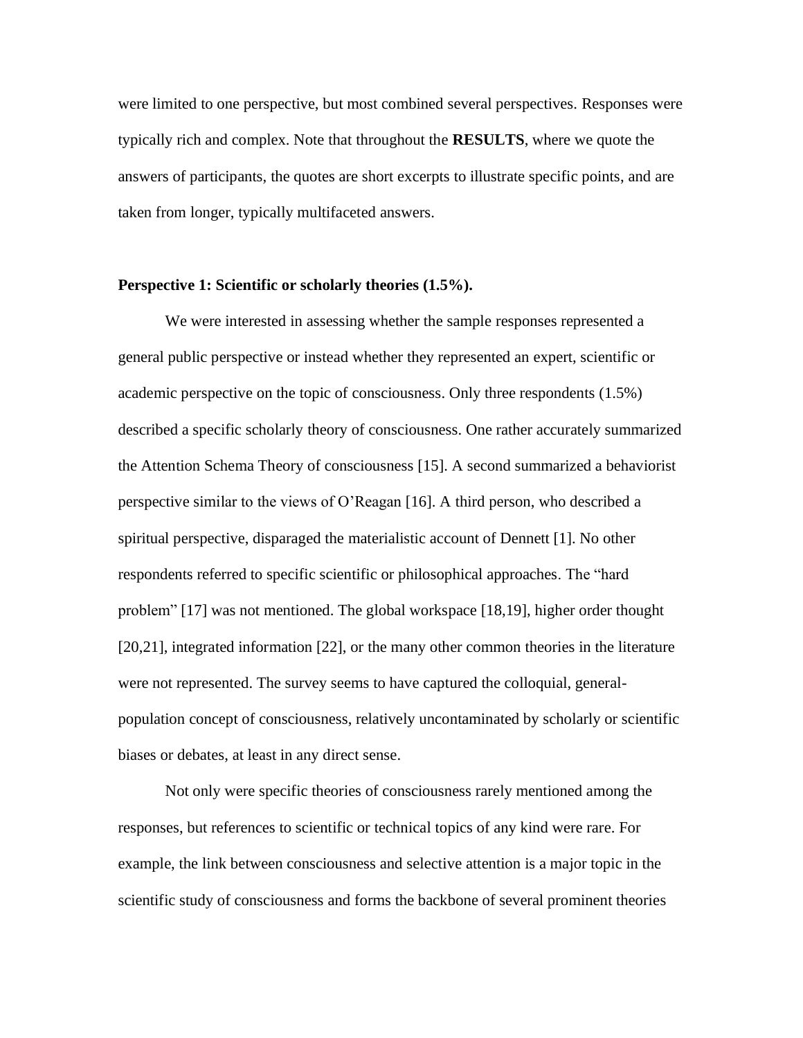were limited to one perspective, but most combined several perspectives. Responses were typically rich and complex. Note that throughout the **RESULTS**, where we quote the answers of participants, the quotes are short excerpts to illustrate specific points, and are taken from longer, typically multifaceted answers.

**Perspective 1: Scientific or scholarly theories (1.5%).**

We were interested in assessing whether the sample responses represented a general public perspective or instead whether they represented an expert, scientific or academic perspective on the topic of consciousness. Only three respondents (1.5%) described a specific scholarly theory of consciousness. One rather accurately summarized the Attention Schema Theory of consciousness [15]. A second summarized a behaviorist perspective similar to the views of O'Reagan [16]. A third person, who described a spiritual perspective, disparaged the materialistic account of Dennett [1]. No other respondents referred to specific scientific or philosophical approaches. The "hard problem" [17] was not mentioned. The global workspace [18,19], higher order thought [20,21], integrated information [22], or the many other common theories in the literature were not represented. The survey seems to have captured the colloquial, general-population concept of consciousness, relatively uncontaminated by scholarly or scientific biases or debates, at least in any direct sense.

Not only were specific theories of consciousness rarely mentioned among the responses, but references to scientific or technical topics of any kind were rare. For example, the link between consciousness and selective attention is a major topic in the scientific study of consciousness and forms the backbone of several prominent theories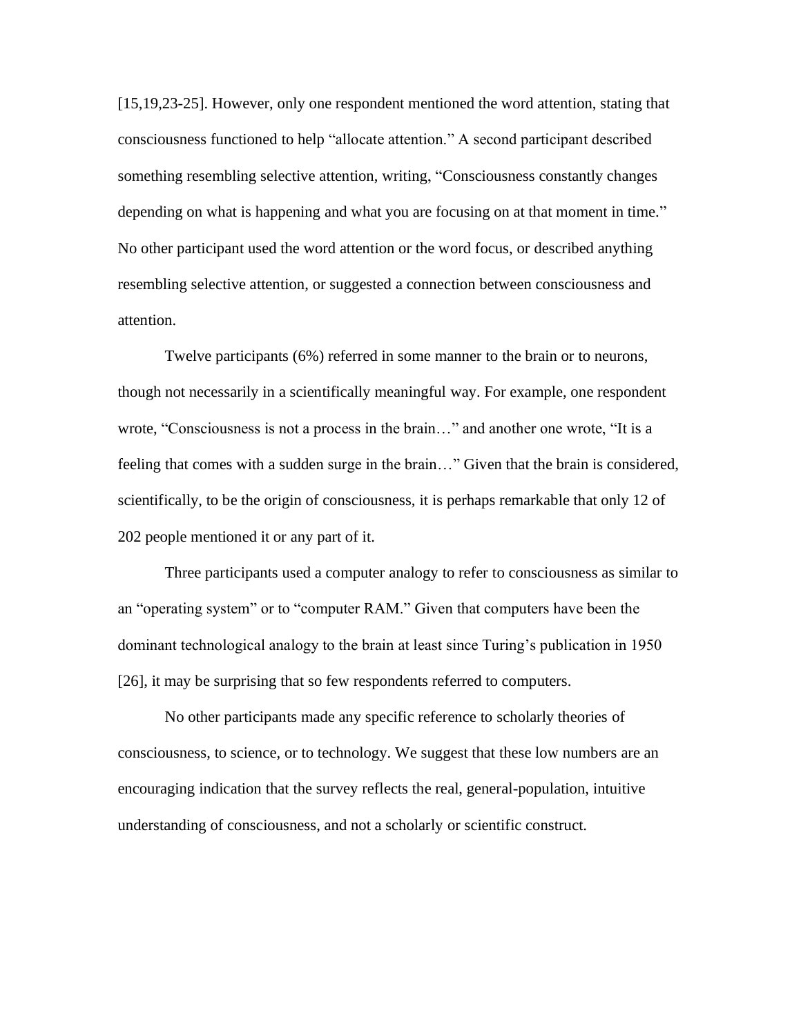[15,19,23-25]. However, only one respondent mentioned the word attention, stating that consciousness functioned to help "allocate attention." A second participant described something resembling selective attention, writing, "Consciousness constantly changes depending on what is happening and what you are focusing on at that moment in time." No other participant used the word attention or the word focus, or described anything resembling selective attention, or suggested a connection between consciousness and attention.

Twelve participants (6%) referred in some manner to the brain or to neurons, though not necessarily in a scientifically meaningful way. For example, one respondent wrote, "Consciousness is not a process in the brain…" and another one wrote, "It is a feeling that comes with a sudden surge in the brain…" Given that the brain is considered, scientifically, to be the origin of consciousness, it is perhaps remarkable that only 12 of 202 people mentioned it or any part of it.

Three participants used a computer analogy to refer to consciousness as similar to an "operating system" or to "computer RAM." Given that computers have been the dominant technological analogy to the brain at least since Turing's publication in 1950 [26], it may be surprising that so few respondents referred to computers.

No other participants made any specific reference to scholarly theories of consciousness, to science, or to technology. We suggest that these low numbers are an encouraging indication that the survey reflects the real, general-population, intuitive understanding of consciousness, and not a scholarly or scientific construct.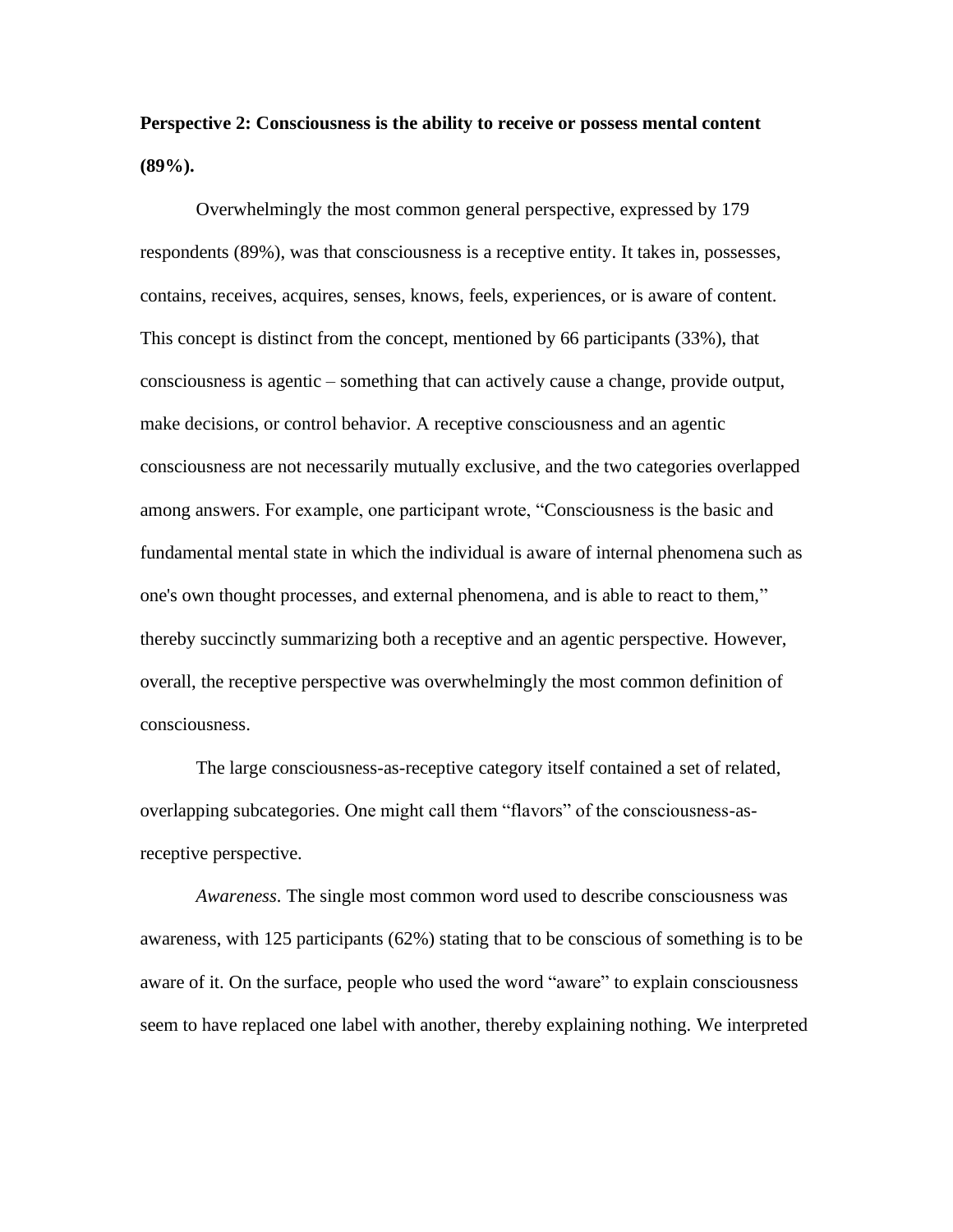**Perspective 2: Consciousness is the ability to receive or possess mental content (89%).**

Overwhelmingly the most common general perspective, expressed by 179 respondents (89%), was that consciousness is a receptive entity. It takes in, possesses, contains, receives, acquires, senses, knows, feels, experiences, or is aware of content. This concept is distinct from the concept, mentioned by 66 participants (33%), that consciousness is agentic – something that can actively cause a change, provide output, make decisions, or control behavior. A receptive consciousness and an agentic consciousness are not necessarily mutually exclusive, and the two categories overlapped among answers. For example, one participant wrote, "Consciousness is the basic and fundamental mental state in which the individual is aware of internal phenomena such as one's own thought processes, and external phenomena, and is able to react to them," thereby succinctly summarizing both a receptive and an agentic perspective. However, overall, the receptive perspective was overwhelmingly the most common definition of consciousness.

The large consciousness-as-receptive category itself contained a set of related, overlapping subcategories. One might call them "flavors" of the consciousness-as-receptive perspective.

*Awareness*. The single most common word used to describe consciousness was awareness, with 125 participants (62%) stating that to be conscious of something is to be aware of it. On the surface, people who used the word "aware" to explain consciousness seem to have replaced one label with another, thereby explaining nothing. We interpreted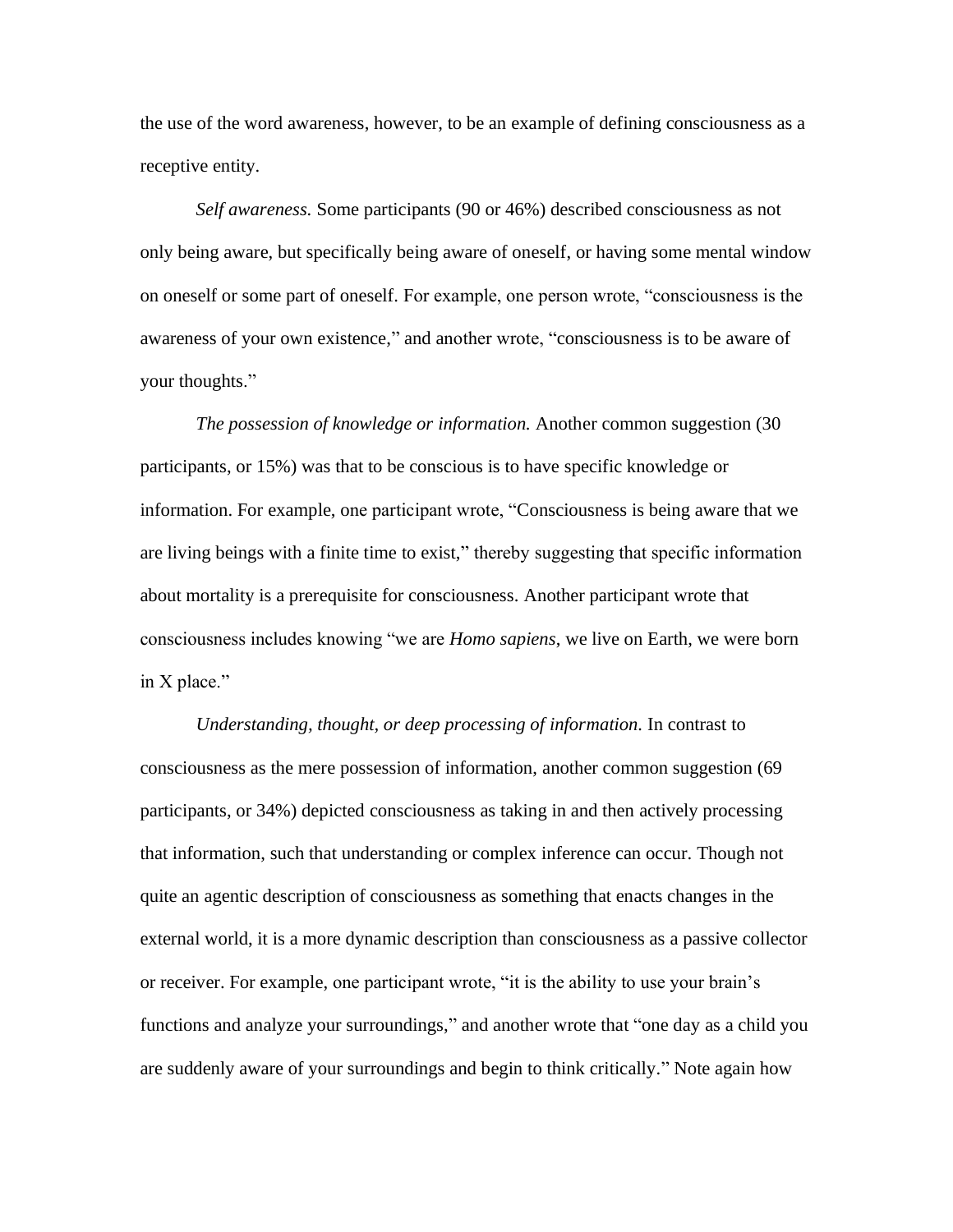the use of the word awareness, however, to be an example of defining consciousness as a receptive entity.

*Self awareness.* Some participants (90 or 46%) described consciousness as not only being aware, but specifically being aware of oneself, or having some mental window on oneself or some part of oneself. For example, one person wrote, "consciousness is the awareness of your own existence," and another wrote, "consciousness is to be aware of your thoughts."

*The possession of knowledge or information.* Another common suggestion (30 participants, or 15%) was that to be conscious is to have specific knowledge or information. For example, one participant wrote, "Consciousness is being aware that we are living beings with a finite time to exist," thereby suggesting that specific information about mortality is a prerequisite for consciousness. Another participant wrote that consciousness includes knowing "we are *Homo sapiens*, we live on Earth, we were born in X place."

*Understanding, thought, or deep processing of information.* In contrast to consciousness as the mere possession of information, another common suggestion (69 participants, or 34%) depicted consciousness as taking in and then actively processing that information, such that understanding or complex inference can occur. Though not quite an agentic description of consciousness as something that enacts changes in the external world, it is a more dynamic description than consciousness as a passive collector or receiver. For example, one participant wrote, "it is the ability to use your brain's functions and analyze your surroundings," and another wrote that "one day as a child you are suddenly aware of your surroundings and begin to think critically." Note again how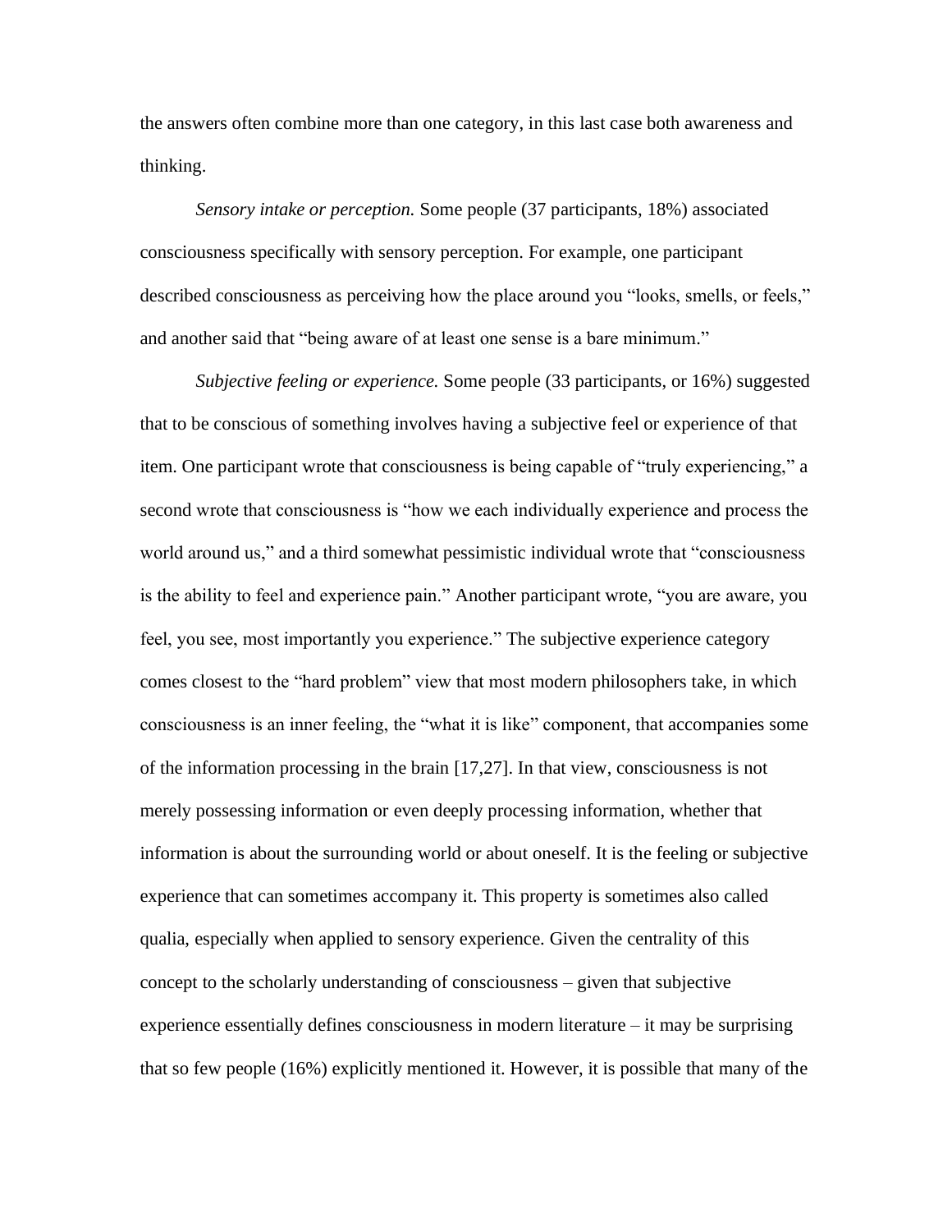the answers often combine more than one category, in this last case both awareness and thinking.

*Sensory intake or perception.* Some people (37 participants, 18%) associated consciousness specifically with sensory perception. For example, one participant described consciousness as perceiving how the place around you “looks, smells, or feels,” and another said that “being aware of at least one sense is a bare minimum.”

*Subjective feeling or experience.* Some people (33 participants, or 16%) suggested that to be conscious of something involves having a subjective feel or experience of that item. One participant wrote that consciousness is being capable of “truly experiencing,” a second wrote that consciousness is “how we each individually experience and process the world around us,” and a third somewhat pessimistic individual wrote that “consciousness is the ability to feel and experience pain.” Another participant wrote, “you are aware, you feel, you see, most importantly you experience.” The subjective experience category comes closest to the “hard problem” view that most modern philosophers take, in which consciousness is an inner feeling, the “what it is like” component, that accompanies some of the information processing in the brain [17,27]. In that view, consciousness is not merely possessing information or even deeply processing information, whether that information is about the surrounding world or about oneself. It is the feeling or subjective experience that can sometimes accompany it. This property is sometimes also called qualia, especially when applied to sensory experience. Given the centrality of this concept to the scholarly understanding of consciousness – given that subjective experience essentially defines consciousness in modern literature – it may be surprising that so few people (16%) explicitly mentioned it. However, it is possible that many of the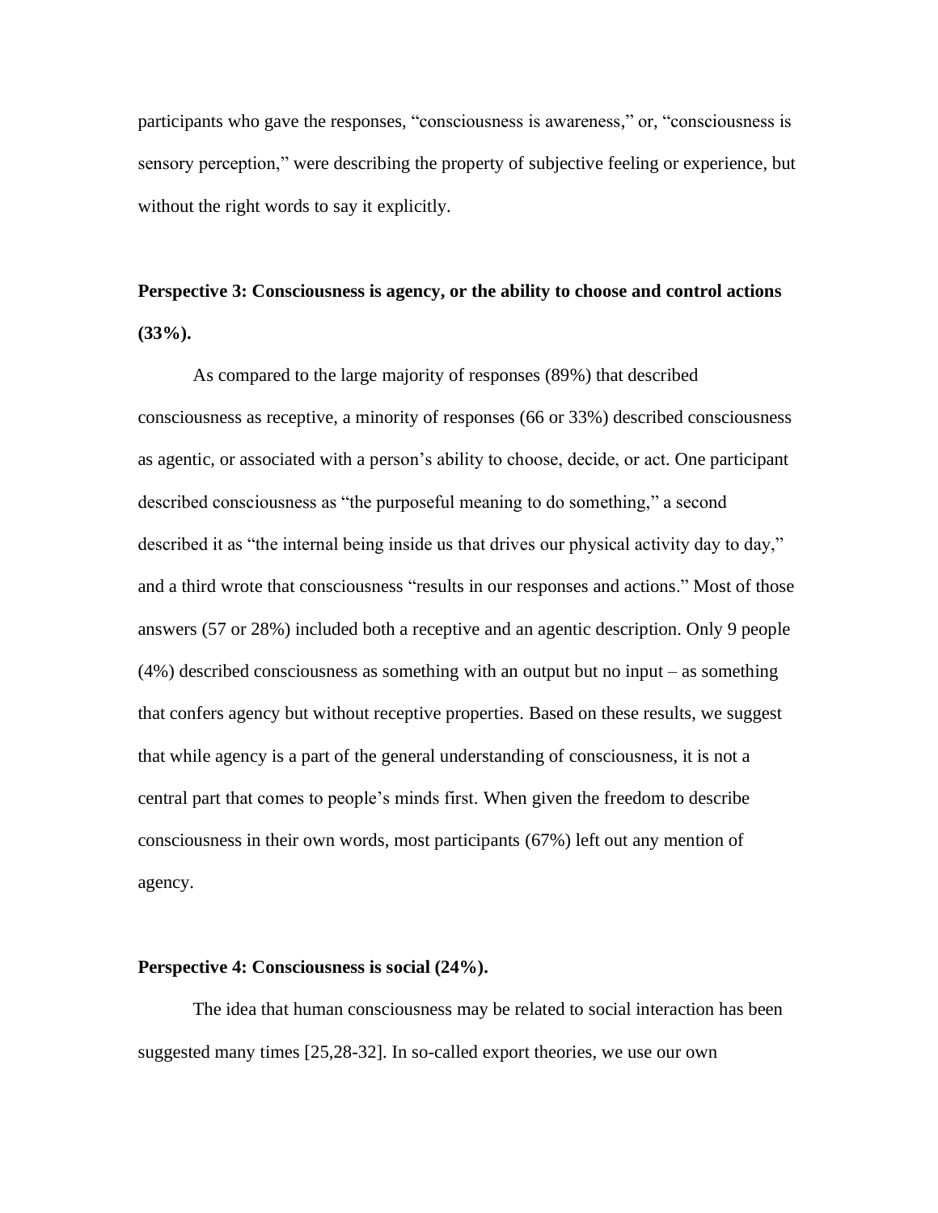participants who gave the responses, "consciousness is awareness," or, "consciousness is sensory perception," were describing the property of subjective feeling or experience, but without the right words to say it explicitly.

### Perspective 3: Consciousness is agency, or the ability to choose and control actions (33%).

As compared to the large majority of responses (89%) that described consciousness as receptive, a minority of responses (66 or 33%) described consciousness as agentic, or associated with a person's ability to choose, decide, or act. One participant described consciousness as "the purposeful meaning to do something," a second described it as "the internal being inside us that drives our physical activity day to day," and a third wrote that consciousness "results in our responses and actions." Most of those answers (57 or 28%) included both a receptive and an agentic description. Only 9 people (4%) described consciousness as something with an output but no input – as something that confers agency but without receptive properties. Based on these results, we suggest that while agency is a part of the general understanding of consciousness, it is not a central part that comes to people's minds first. When given the freedom to describe consciousness in their own words, most participants (67%) left out any mention of agency.

### Perspective 4: Consciousness is social (24%).

The idea that human consciousness may be related to social interaction has been suggested many times [25,28-32]. In so-called export theories, we use our own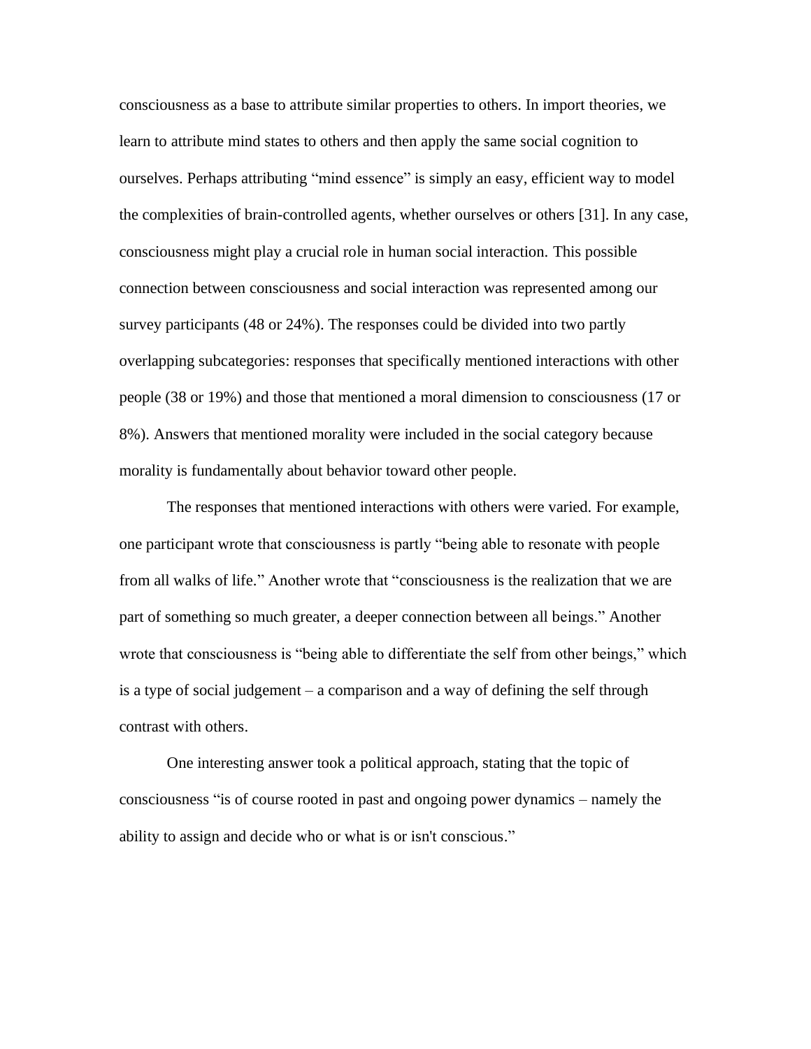consciousness as a base to attribute similar properties to others. In import theories, we learn to attribute mind states to others and then apply the same social cognition to ourselves. Perhaps attributing "mind essence" is simply an easy, efficient way to model the complexities of brain-controlled agents, whether ourselves or others [31]. In any case, consciousness might play a crucial role in human social interaction. This possible connection between consciousness and social interaction was represented among our survey participants (48 or 24%). The responses could be divided into two partly overlapping subcategories: responses that specifically mentioned interactions with other people (38 or 19%) and those that mentioned a moral dimension to consciousness (17 or 8%). Answers that mentioned morality were included in the social category because morality is fundamentally about behavior toward other people.

The responses that mentioned interactions with others were varied. For example, one participant wrote that consciousness is partly "being able to resonate with people from all walks of life." Another wrote that "consciousness is the realization that we are part of something so much greater, a deeper connection between all beings." Another wrote that consciousness is "being able to differentiate the self from other beings," which is a type of social judgement – a comparison and a way of defining the self through contrast with others.

One interesting answer took a political approach, stating that the topic of consciousness "is of course rooted in past and ongoing power dynamics – namely the ability to assign and decide who or what is or isn't conscious."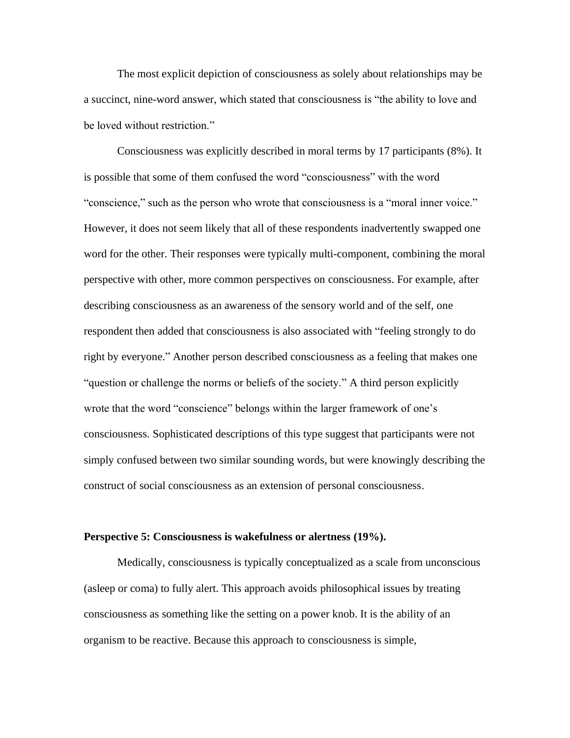The most explicit depiction of consciousness as solely about relationships may be a succinct, nine-word answer, which stated that consciousness is "the ability to love and be loved without restriction."

Consciousness was explicitly described in moral terms by 17 participants (8%). It is possible that some of them confused the word "consciousness" with the word "conscience," such as the person who wrote that consciousness is a "moral inner voice." However, it does not seem likely that all of these respondents inadvertently swapped one word for the other. Their responses were typically multi-component, combining the moral perspective with other, more common perspectives on consciousness. For example, after describing consciousness as an awareness of the sensory world and of the self, one respondent then added that consciousness is also associated with "feeling strongly to do right by everyone." Another person described consciousness as a feeling that makes one "question or challenge the norms or beliefs of the society." A third person explicitly wrote that the word "conscience" belongs within the larger framework of one's consciousness. Sophisticated descriptions of this type suggest that participants were not simply confused between two similar sounding words, but were knowingly describing the construct of social consciousness as an extension of personal consciousness.

**Perspective 5: Consciousness is wakefulness or alertness (19%).**

Medically, consciousness is typically conceptualized as a scale from unconscious (asleep or coma) to fully alert. This approach avoids philosophical issues by treating consciousness as something like the setting on a power knob. It is the ability of an organism to be reactive. Because this approach to consciousness is simple,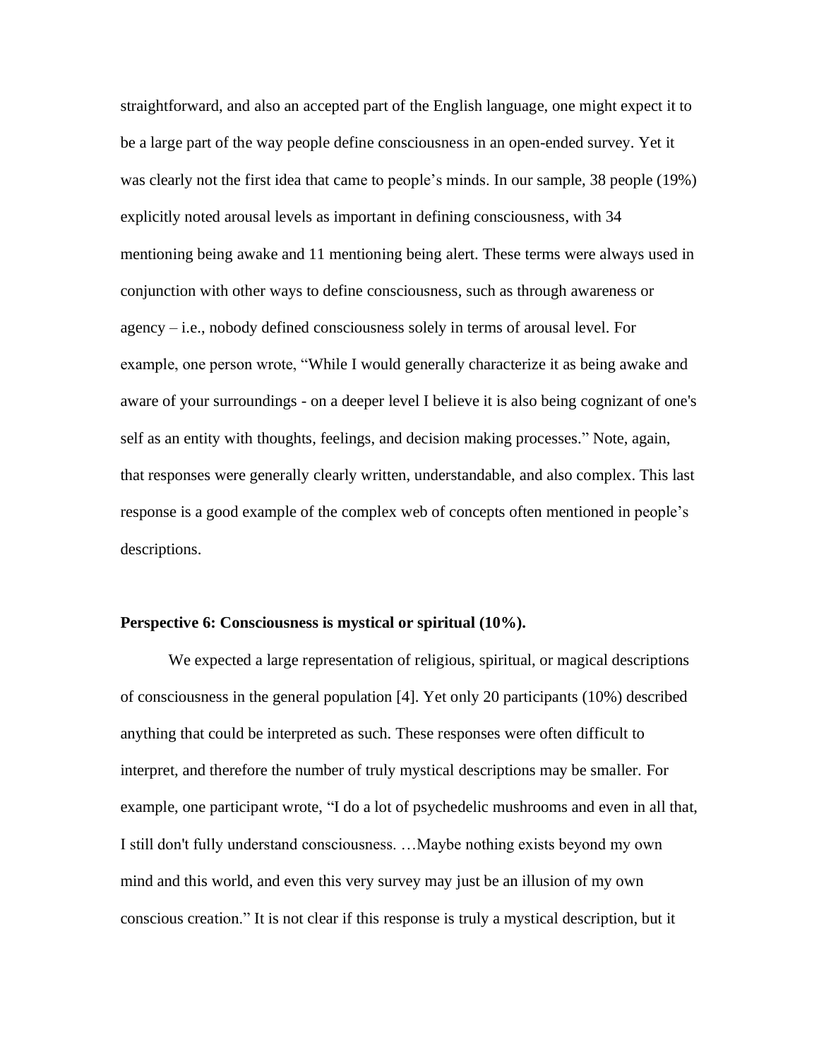straightforward, and also an accepted part of the English language, one might expect it to be a large part of the way people define consciousness in an open-ended survey. Yet it was clearly not the first idea that came to people's minds. In our sample, 38 people (19%) explicitly noted arousal levels as important in defining consciousness, with 34 mentioning being awake and 11 mentioning being alert. These terms were always used in conjunction with other ways to define consciousness, such as through awareness or agency – i.e., nobody defined consciousness solely in terms of arousal level. For example, one person wrote, "While I would generally characterize it as being awake and aware of your surroundings - on a deeper level I believe it is also being cognizant of one's self as an entity with thoughts, feelings, and decision making processes." Note, again, that responses were generally clearly written, understandable, and also complex. This last response is a good example of the complex web of concepts often mentioned in people's descriptions.

**Perspective 6: Consciousness is mystical or spiritual (10%).**

We expected a large representation of religious, spiritual, or magical descriptions of consciousness in the general population [4]. Yet only 20 participants (10%) described anything that could be interpreted as such. These responses were often difficult to interpret, and therefore the number of truly mystical descriptions may be smaller. For example, one participant wrote, "I do a lot of psychedelic mushrooms and even in all that, I still don't fully understand consciousness. …Maybe nothing exists beyond my own mind and this world, and even this very survey may just be an illusion of my own conscious creation." It is not clear if this response is truly a mystical description, but it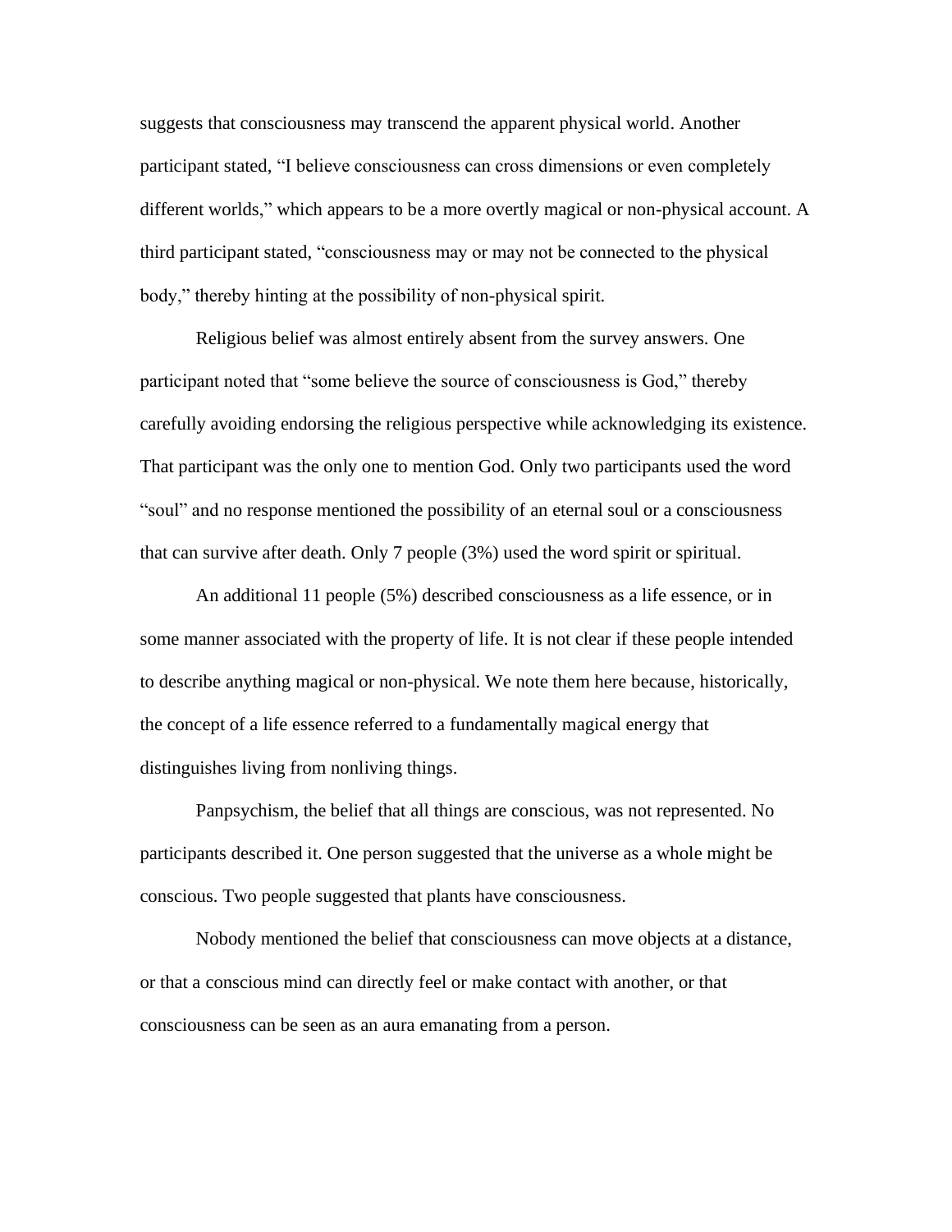suggests that consciousness may transcend the apparent physical world. Another participant stated, "I believe consciousness can cross dimensions or even completely different worlds," which appears to be a more overtly magical or non-physical account. A third participant stated, "consciousness may or may not be connected to the physical body," thereby hinting at the possibility of non-physical spirit.

Religious belief was almost entirely absent from the survey answers. One participant noted that "some believe the source of consciousness is God," thereby carefully avoiding endorsing the religious perspective while acknowledging its existence. That participant was the only one to mention God. Only two participants used the word "soul" and no response mentioned the possibility of an eternal soul or a consciousness that can survive after death. Only 7 people (3%) used the word spirit or spiritual.

An additional 11 people (5%) described consciousness as a life essence, or in some manner associated with the property of life. It is not clear if these people intended to describe anything magical or non-physical. We note them here because, historically, the concept of a life essence referred to a fundamentally magical energy that distinguishes living from nonliving things.

Panpsychism, the belief that all things are conscious, was not represented. No participants described it. One person suggested that the universe as a whole might be conscious. Two people suggested that plants have consciousness.

Nobody mentioned the belief that consciousness can move objects at a distance, or that a conscious mind can directly feel or make contact with another, or that consciousness can be seen as an aura emanating from a person.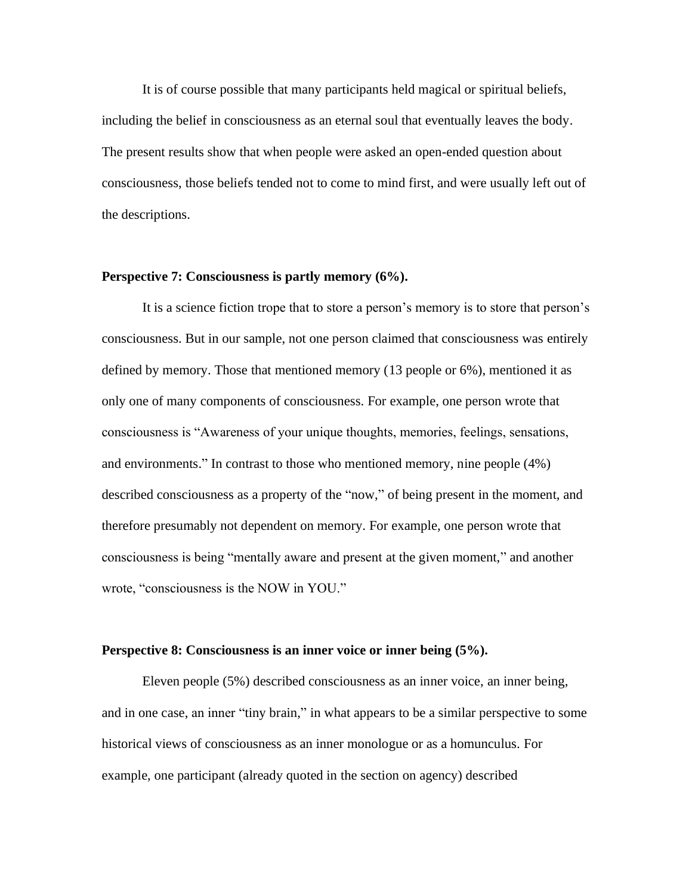It is of course possible that many participants held magical or spiritual beliefs, including the belief in consciousness as an eternal soul that eventually leaves the body. The present results show that when people were asked an open-ended question about consciousness, those beliefs tended not to come to mind first, and were usually left out of the descriptions.

**Perspective 7: Consciousness is partly memory (6%).**

It is a science fiction trope that to store a person's memory is to store that person's consciousness. But in our sample, not one person claimed that consciousness was entirely defined by memory. Those that mentioned memory (13 people or 6%), mentioned it as only one of many components of consciousness. For example, one person wrote that consciousness is "Awareness of your unique thoughts, memories, feelings, sensations, and environments." In contrast to those who mentioned memory, nine people (4%) described consciousness as a property of the "now," of being present in the moment, and therefore presumably not dependent on memory. For example, one person wrote that consciousness is being "mentally aware and present at the given moment," and another wrote, "consciousness is the NOW in YOU."

**Perspective 8: Consciousness is an inner voice or inner being (5%).**

Eleven people (5%) described consciousness as an inner voice, an inner being, and in one case, an inner "tiny brain," in what appears to be a similar perspective to some historical views of consciousness as an inner monologue or as a homunculus. For example, one participant (already quoted in the section on agency) described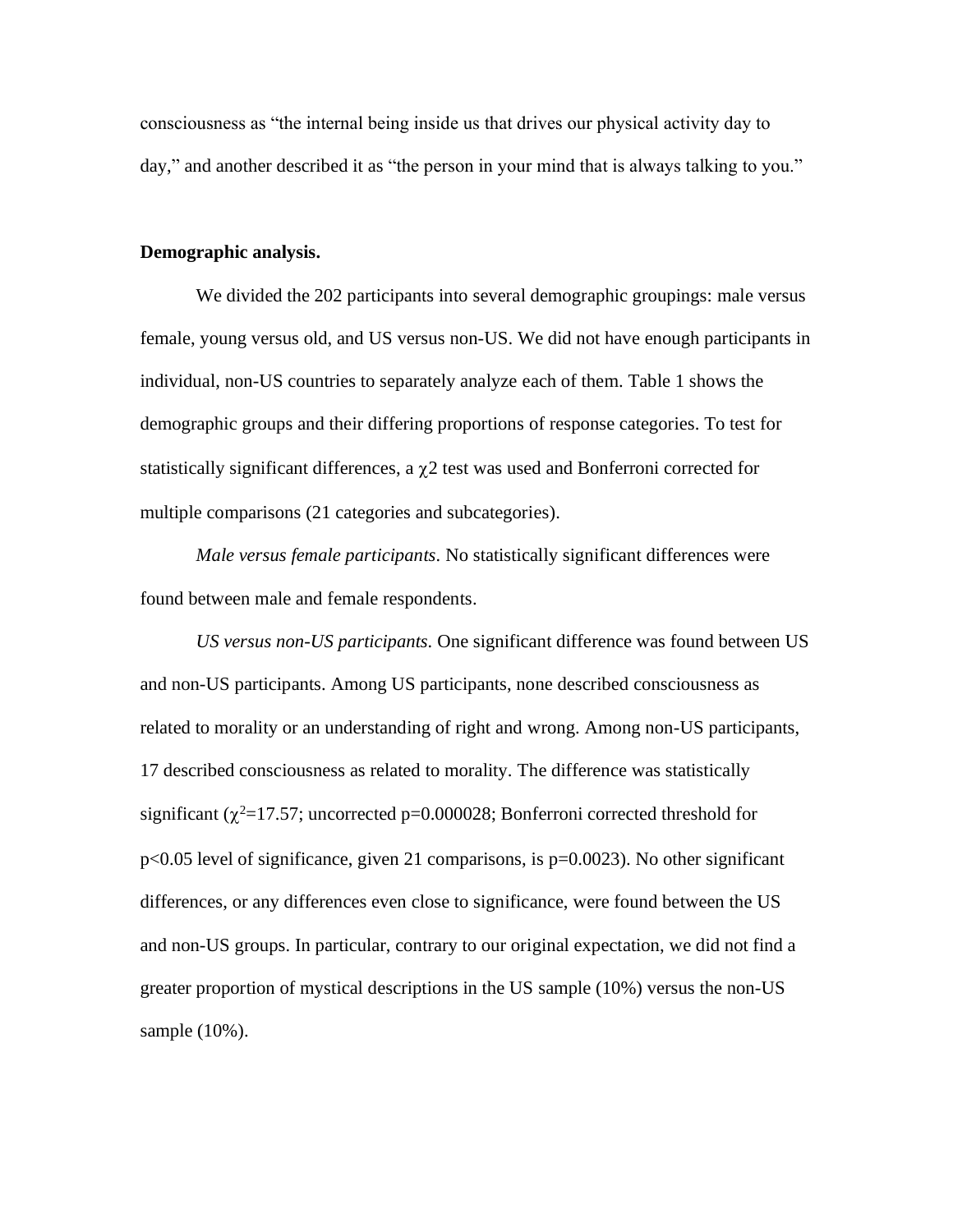consciousness as "the internal being inside us that drives our physical activity day to day," and another described it as "the person in your mind that is always talking to you."

**Demographic analysis.**

We divided the 202 participants into several demographic groupings: male versus female, young versus old, and US versus non-US. We did not have enough participants in individual, non-US countries to separately analyze each of them. Table 1 shows the demographic groups and their differing proportions of response categories. To test for statistically significant differences, a $\chi 2$ test was used and Bonferroni corrected for multiple comparisons (21 categories and subcategories).

*Male versus female participants*. No statistically significant differences were found between male and female respondents.

*US versus non-US participants*. One significant difference was found between US and non-US participants. Among US participants, none described consciousness as related to morality or an understanding of right and wrong. Among non-US participants, 17 described consciousness as related to morality. The difference was statistically significant ($\chi^2$=17.57; uncorrected p=0.000028; Bonferroni corrected threshold for $p<0.05$ level of significance, given 21 comparisons, is p=0.0023). No other significant differences, or any differences even close to significance, were found between the US and non-US groups. In particular, contrary to our original expectation, we did not find a greater proportion of mystical descriptions in the US sample (10%) versus the non-US sample (10%).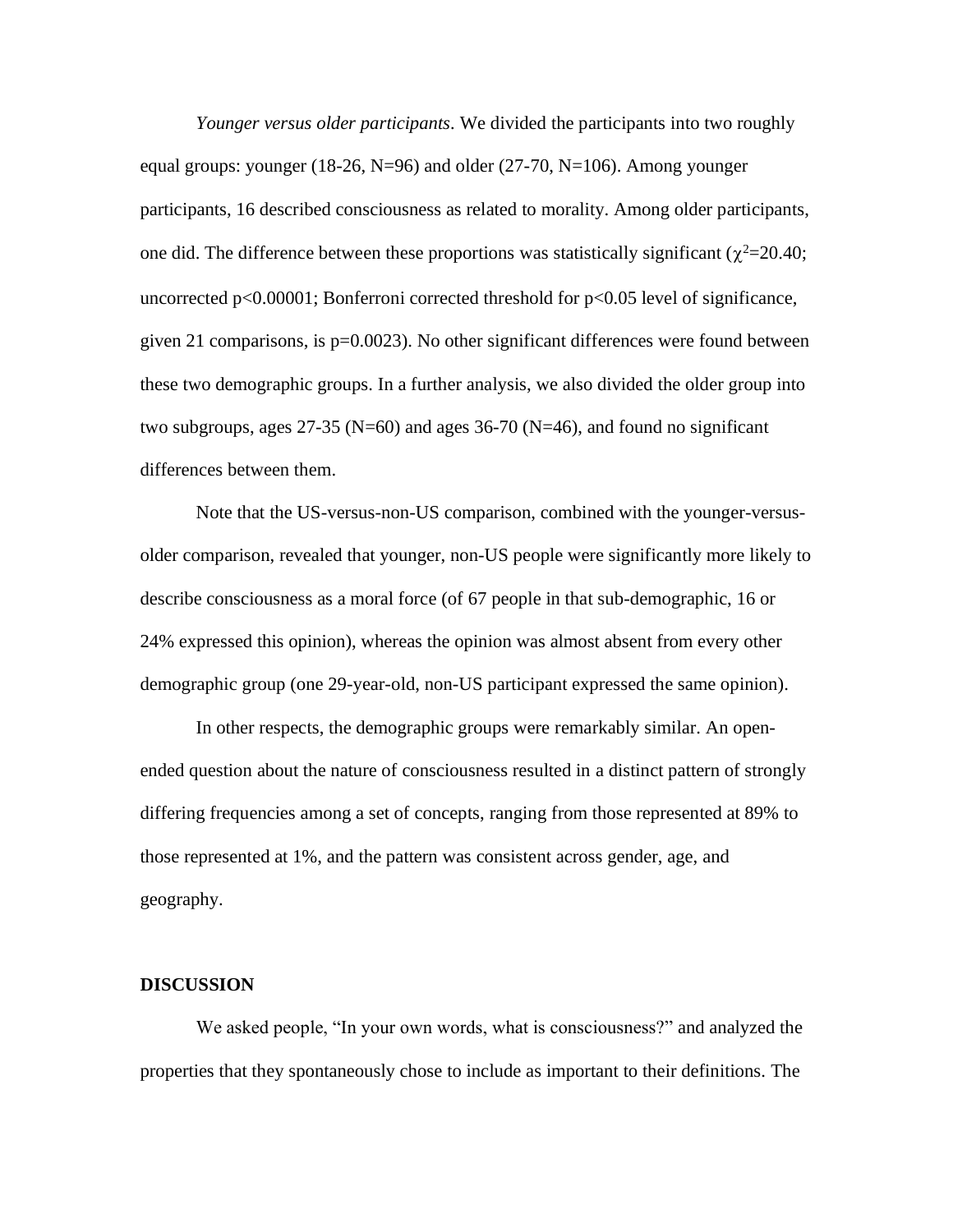*Younger versus older participants*. We divided the participants into two roughly equal groups: younger (18-26, N=96) and older (27-70, N=106). Among younger participants, 16 described consciousness as related to morality. Among older participants, one did. The difference between these proportions was statistically significant ($\chi^2$=20.40; uncorrected p<0.00001; Bonferroni corrected threshold for p<0.05 level of significance, given 21 comparisons, is p=0.0023). No other significant differences were found between these two demographic groups. In a further analysis, we also divided the older group into two subgroups, ages 27-35 (N=60) and ages 36-70 (N=46), and found no significant differences between them.

Note that the US-versus-non-US comparison, combined with the younger-versus-older comparison, revealed that younger, non-US people were significantly more likely to describe consciousness as a moral force (of 67 people in that sub-demographic, 16 or 24% expressed this opinion), whereas the opinion was almost absent from every other demographic group (one 29-year-old, non-US participant expressed the same opinion).

In other respects, the demographic groups were remarkably similar. An open-ended question about the nature of consciousness resulted in a distinct pattern of strongly differing frequencies among a set of concepts, ranging from those represented at 89% to those represented at 1%, and the pattern was consistent across gender, age, and geography.

## DISCUSSION

We asked people, "In your own words, what is consciousness?" and analyzed the properties that they spontaneously chose to include as important to their definitions. The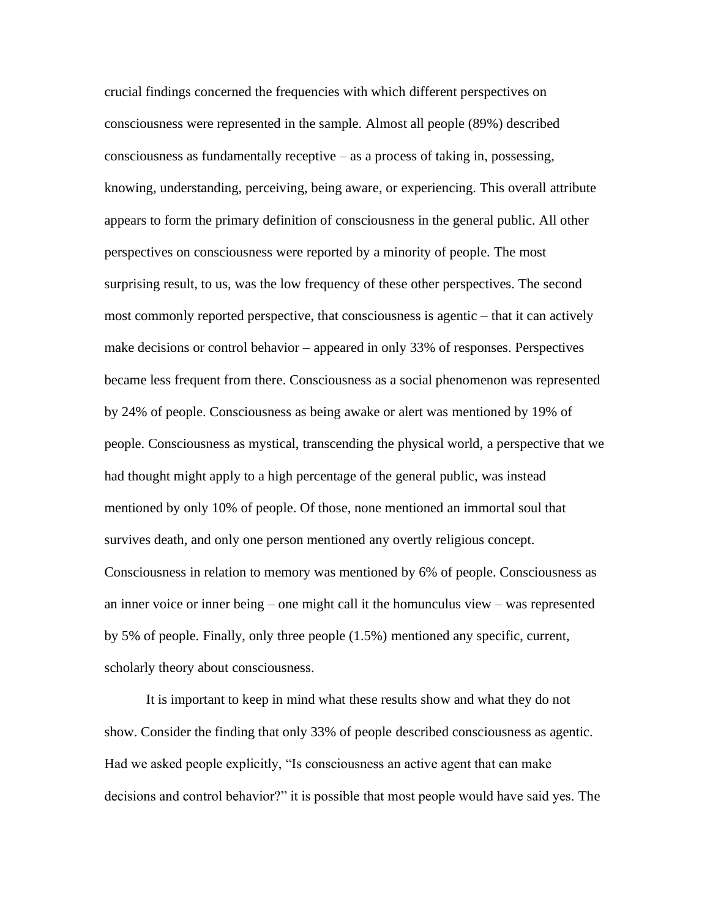crucial findings concerned the frequencies with which different perspectives on consciousness were represented in the sample. Almost all people (89%) described consciousness as fundamentally receptive – as a process of taking in, possessing, knowing, understanding, perceiving, being aware, or experiencing. This overall attribute appears to form the primary definition of consciousness in the general public. All other perspectives on consciousness were reported by a minority of people. The most surprising result, to us, was the low frequency of these other perspectives. The second most commonly reported perspective, that consciousness is agentic – that it can actively make decisions or control behavior – appeared in only 33% of responses. Perspectives became less frequent from there. Consciousness as a social phenomenon was represented by 24% of people. Consciousness as being awake or alert was mentioned by 19% of people. Consciousness as mystical, transcending the physical world, a perspective that we had thought might apply to a high percentage of the general public, was instead mentioned by only 10% of people. Of those, none mentioned an immortal soul that survives death, and only one person mentioned any overtly religious concept. Consciousness in relation to memory was mentioned by 6% of people. Consciousness as an inner voice or inner being – one might call it the homunculus view – was represented by 5% of people. Finally, only three people (1.5%) mentioned any specific, current, scholarly theory about consciousness.

It is important to keep in mind what these results show and what they do not show. Consider the finding that only 33% of people described consciousness as agentic. Had we asked people explicitly, "Is consciousness an active agent that can make decisions and control behavior?" it is possible that most people would have said yes. The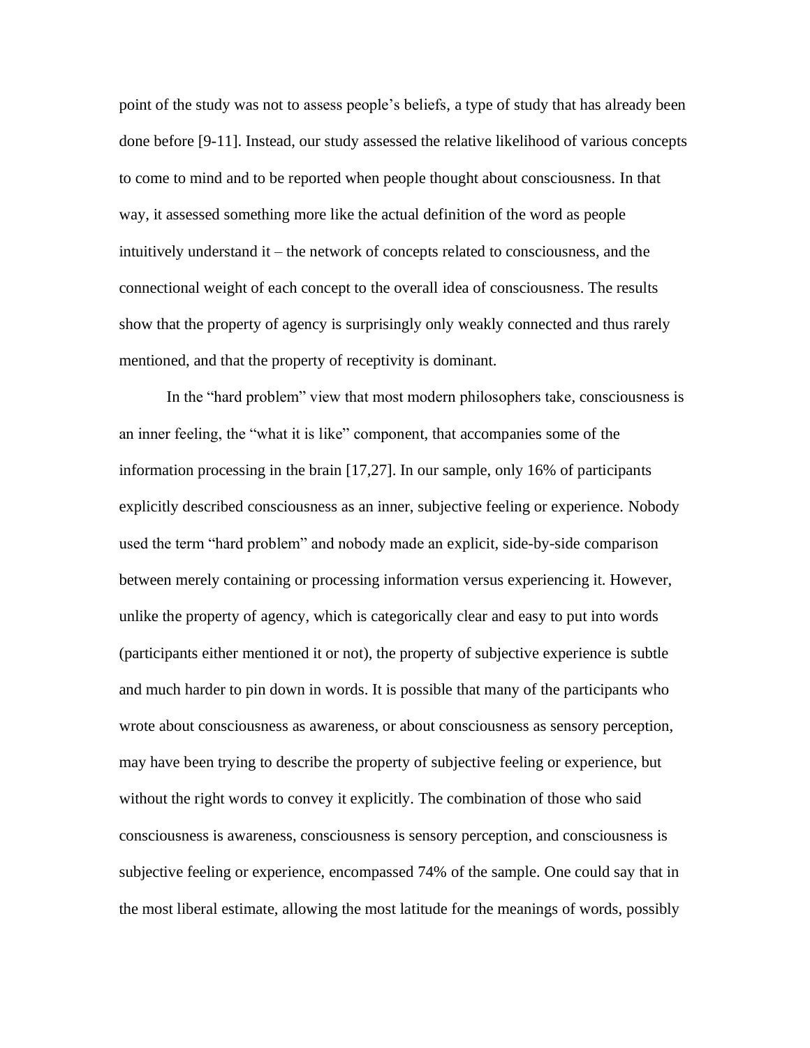point of the study was not to assess people's beliefs, a type of study that has already been done before [9-11]. Instead, our study assessed the relative likelihood of various concepts to come to mind and to be reported when people thought about consciousness. In that way, it assessed something more like the actual definition of the word as people intuitively understand it – the network of concepts related to consciousness, and the connectional weight of each concept to the overall idea of consciousness. The results show that the property of agency is surprisingly only weakly connected and thus rarely mentioned, and that the property of receptivity is dominant.

In the "hard problem" view that most modern philosophers take, consciousness is an inner feeling, the "what it is like" component, that accompanies some of the information processing in the brain [17,27]. In our sample, only 16% of participants explicitly described consciousness as an inner, subjective feeling or experience. Nobody used the term "hard problem" and nobody made an explicit, side-by-side comparison between merely containing or processing information versus experiencing it. However, unlike the property of agency, which is categorically clear and easy to put into words (participants either mentioned it or not), the property of subjective experience is subtle and much harder to pin down in words. It is possible that many of the participants who wrote about consciousness as awareness, or about consciousness as sensory perception, may have been trying to describe the property of subjective feeling or experience, but without the right words to convey it explicitly. The combination of those who said consciousness is awareness, consciousness is sensory perception, and consciousness is subjective feeling or experience, encompassed 74% of the sample. One could say that in the most liberal estimate, allowing the most latitude for the meanings of words, possibly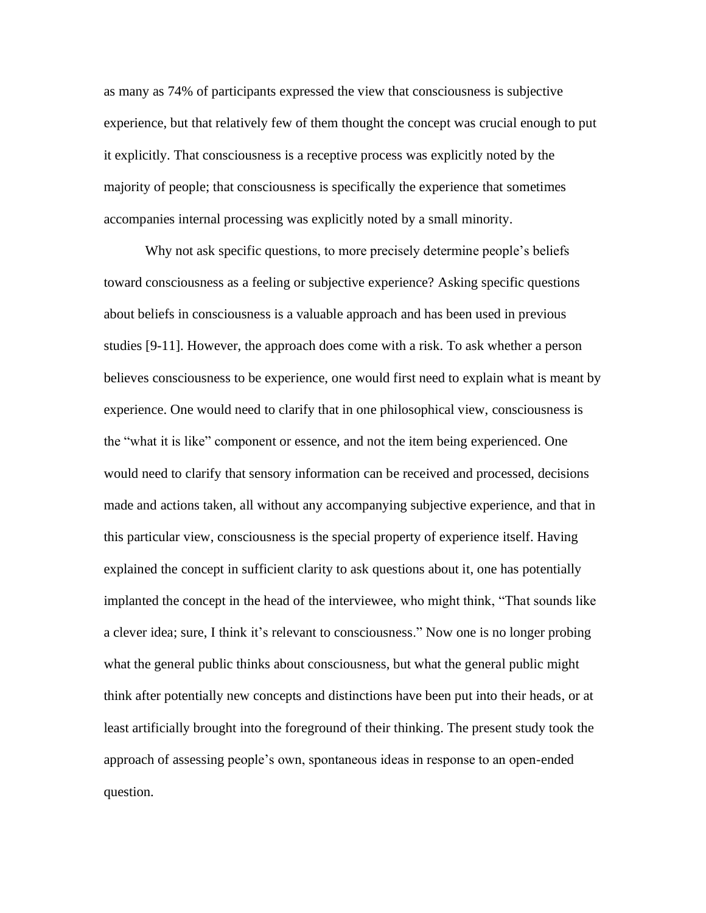as many as 74% of participants expressed the view that consciousness is subjective experience, but that relatively few of them thought the concept was crucial enough to put it explicitly. That consciousness is a receptive process was explicitly noted by the majority of people; that consciousness is specifically the experience that sometimes accompanies internal processing was explicitly noted by a small minority.

Why not ask specific questions, to more precisely determine people's beliefs toward consciousness as a feeling or subjective experience? Asking specific questions about beliefs in consciousness is a valuable approach and has been used in previous studies [9-11]. However, the approach does come with a risk. To ask whether a person believes consciousness to be experience, one would first need to explain what is meant by experience. One would need to clarify that in one philosophical view, consciousness is the "what it is like" component or essence, and not the item being experienced. One would need to clarify that sensory information can be received and processed, decisions made and actions taken, all without any accompanying subjective experience, and that in this particular view, consciousness is the special property of experience itself. Having explained the concept in sufficient clarity to ask questions about it, one has potentially implanted the concept in the head of the interviewee, who might think, "That sounds like a clever idea; sure, I think it's relevant to consciousness." Now one is no longer probing what the general public thinks about consciousness, but what the general public might think after potentially new concepts and distinctions have been put into their heads, or at least artificially brought into the foreground of their thinking. The present study took the approach of assessing people's own, spontaneous ideas in response to an open-ended question.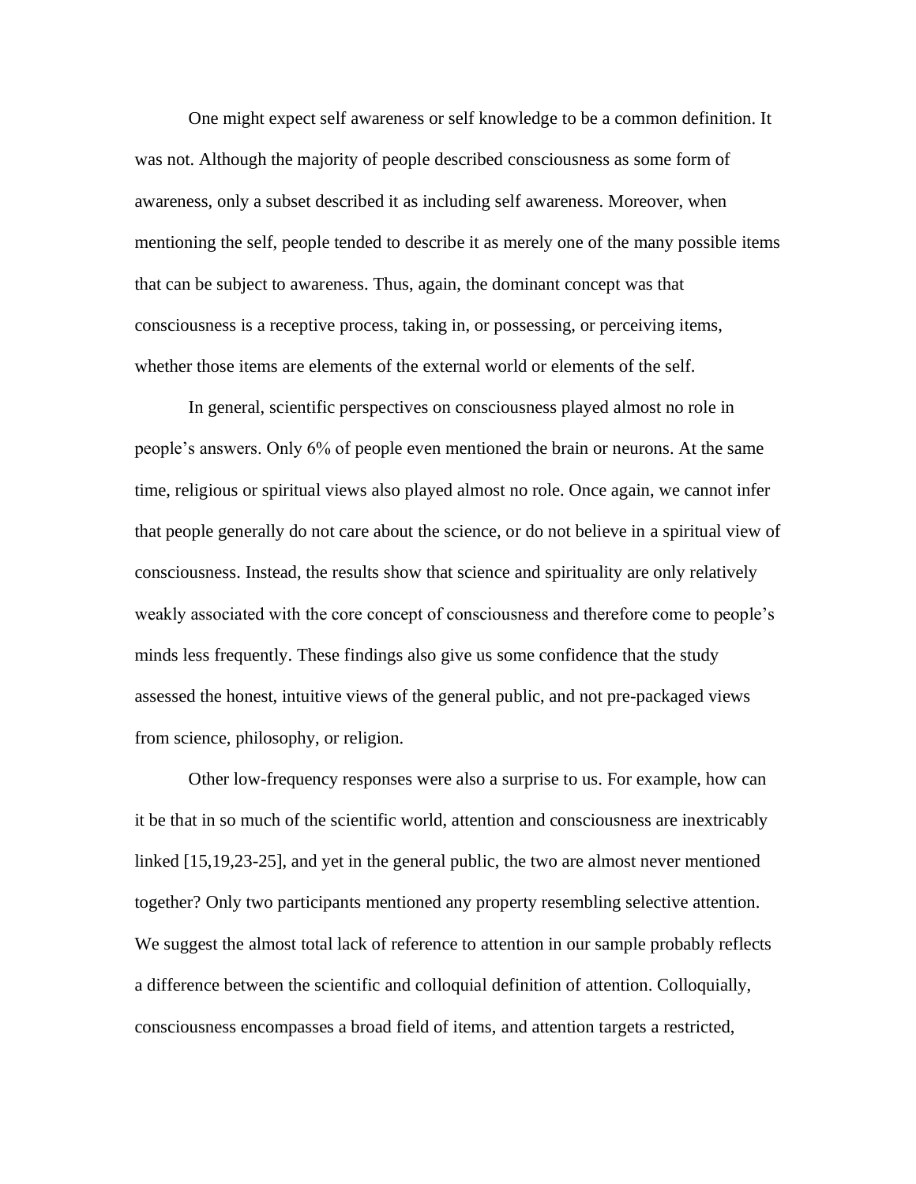One might expect self awareness or self knowledge to be a common definition. It was not. Although the majority of people described consciousness as some form of awareness, only a subset described it as including self awareness. Moreover, when mentioning the self, people tended to describe it as merely one of the many possible items that can be subject to awareness. Thus, again, the dominant concept was that consciousness is a receptive process, taking in, or possessing, or perceiving items, whether those items are elements of the external world or elements of the self.

In general, scientific perspectives on consciousness played almost no role in people's answers. Only 6% of people even mentioned the brain or neurons. At the same time, religious or spiritual views also played almost no role. Once again, we cannot infer that people generally do not care about the science, or do not believe in a spiritual view of consciousness. Instead, the results show that science and spirituality are only relatively weakly associated with the core concept of consciousness and therefore come to people's minds less frequently. These findings also give us some confidence that the study assessed the honest, intuitive views of the general public, and not pre-packaged views from science, philosophy, or religion.

Other low-frequency responses were also a surprise to us. For example, how can it be that in so much of the scientific world, attention and consciousness are inextricably linked [15,19,23-25], and yet in the general public, the two are almost never mentioned together? Only two participants mentioned any property resembling selective attention. We suggest the almost total lack of reference to attention in our sample probably reflects a difference between the scientific and colloquial definition of attention. Colloquially, consciousness encompasses a broad field of items, and attention targets a restricted,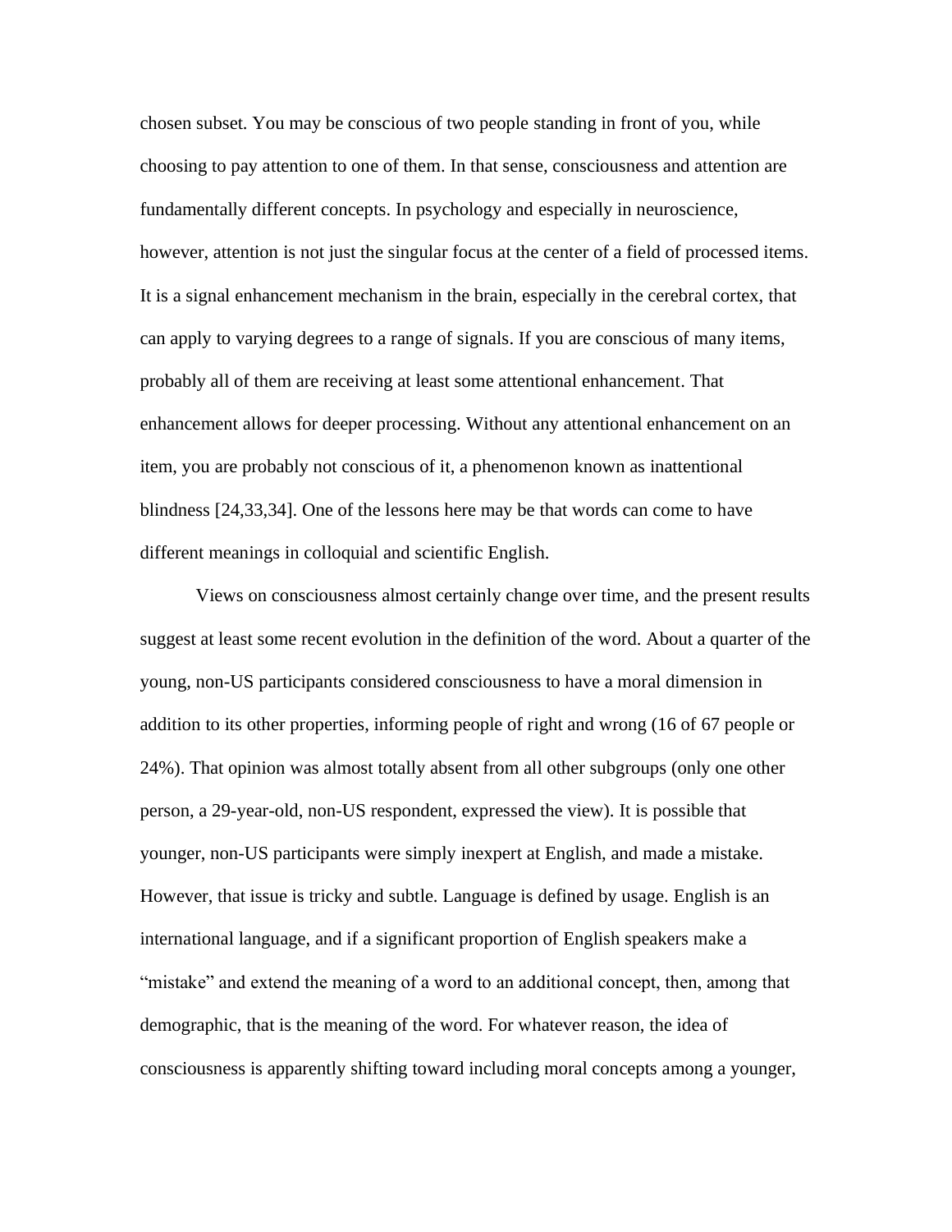chosen subset. You may be conscious of two people standing in front of you, while choosing to pay attention to one of them. In that sense, consciousness and attention are fundamentally different concepts. In psychology and especially in neuroscience, however, attention is not just the singular focus at the center of a field of processed items. It is a signal enhancement mechanism in the brain, especially in the cerebral cortex, that can apply to varying degrees to a range of signals. If you are conscious of many items, probably all of them are receiving at least some attentional enhancement. That enhancement allows for deeper processing. Without any attentional enhancement on an item, you are probably not conscious of it, a phenomenon known as inattentional blindness [24,33,34]. One of the lessons here may be that words can come to have different meanings in colloquial and scientific English.

Views on consciousness almost certainly change over time, and the present results suggest at least some recent evolution in the definition of the word. About a quarter of the young, non-US participants considered consciousness to have a moral dimension in addition to its other properties, informing people of right and wrong (16 of 67 people or 24%). That opinion was almost totally absent from all other subgroups (only one other person, a 29-year-old, non-US respondent, expressed the view). It is possible that younger, non-US participants were simply inexpert at English, and made a mistake. However, that issue is tricky and subtle. Language is defined by usage. English is an international language, and if a significant proportion of English speakers make a "mistake" and extend the meaning of a word to an additional concept, then, among that demographic, that is the meaning of the word. For whatever reason, the idea of consciousness is apparently shifting toward including moral concepts among a younger,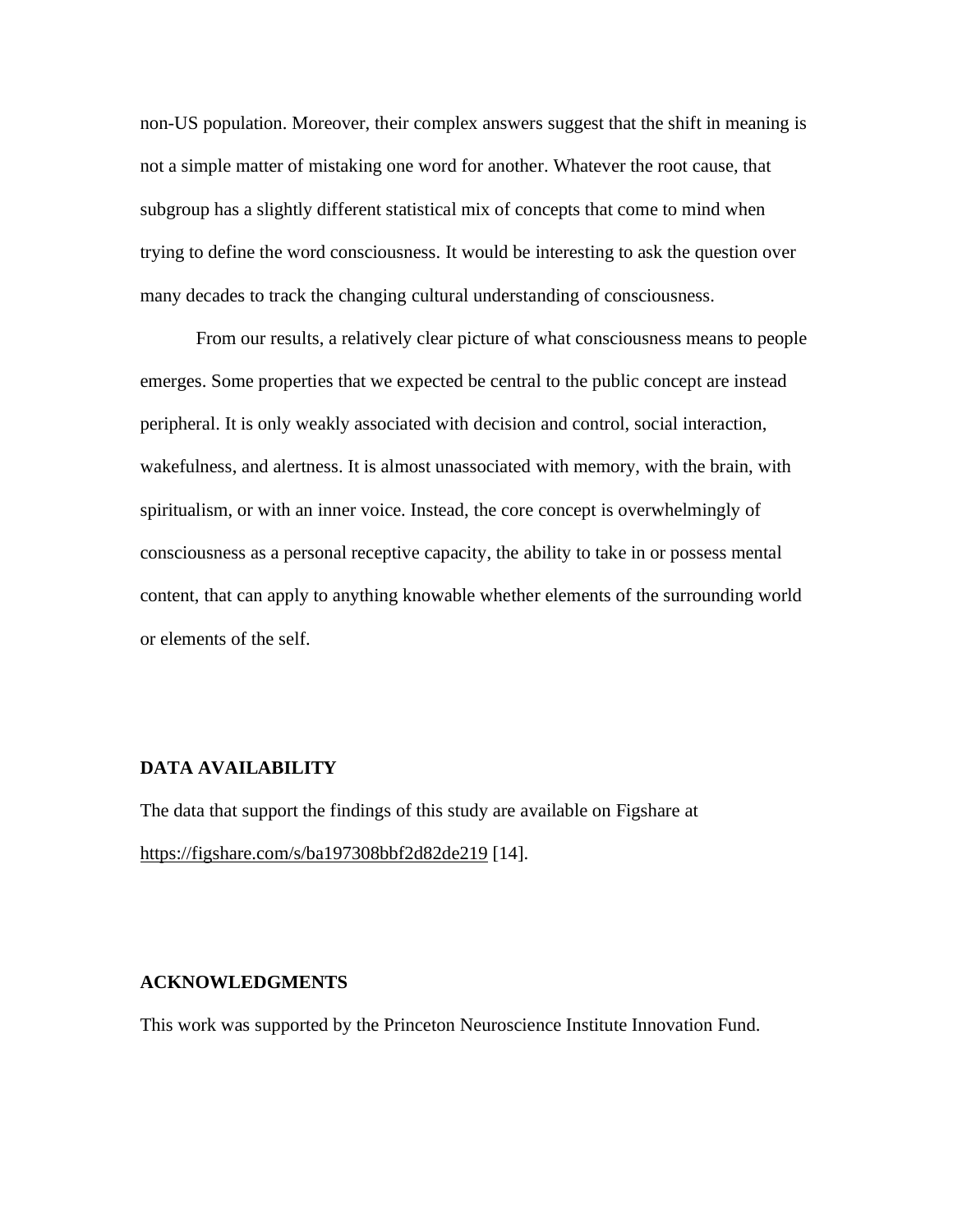non-US population. Moreover, their complex answers suggest that the shift in meaning is not a simple matter of mistaking one word for another. Whatever the root cause, that subgroup has a slightly different statistical mix of concepts that come to mind when trying to define the word consciousness. It would be interesting to ask the question over many decades to track the changing cultural understanding of consciousness.

From our results, a relatively clear picture of what consciousness means to people emerges. Some properties that we expected be central to the public concept are instead peripheral. It is only weakly associated with decision and control, social interaction, wakefulness, and alertness. It is almost unassociated with memory, with the brain, with spiritualism, or with an inner voice. Instead, the core concept is overwhelmingly of consciousness as a personal receptive capacity, the ability to take in or possess mental content, that can apply to anything knowable whether elements of the surrounding world or elements of the self.

## DATA AVAILABILITY

The data that support the findings of this study are available on Figshare at https://figshare.com/s/ba197308bbf2d82de219 [14].

## ACKNOWLEDGMENTS

This work was supported by the Princeton Neuroscience Institute Innovation Fund.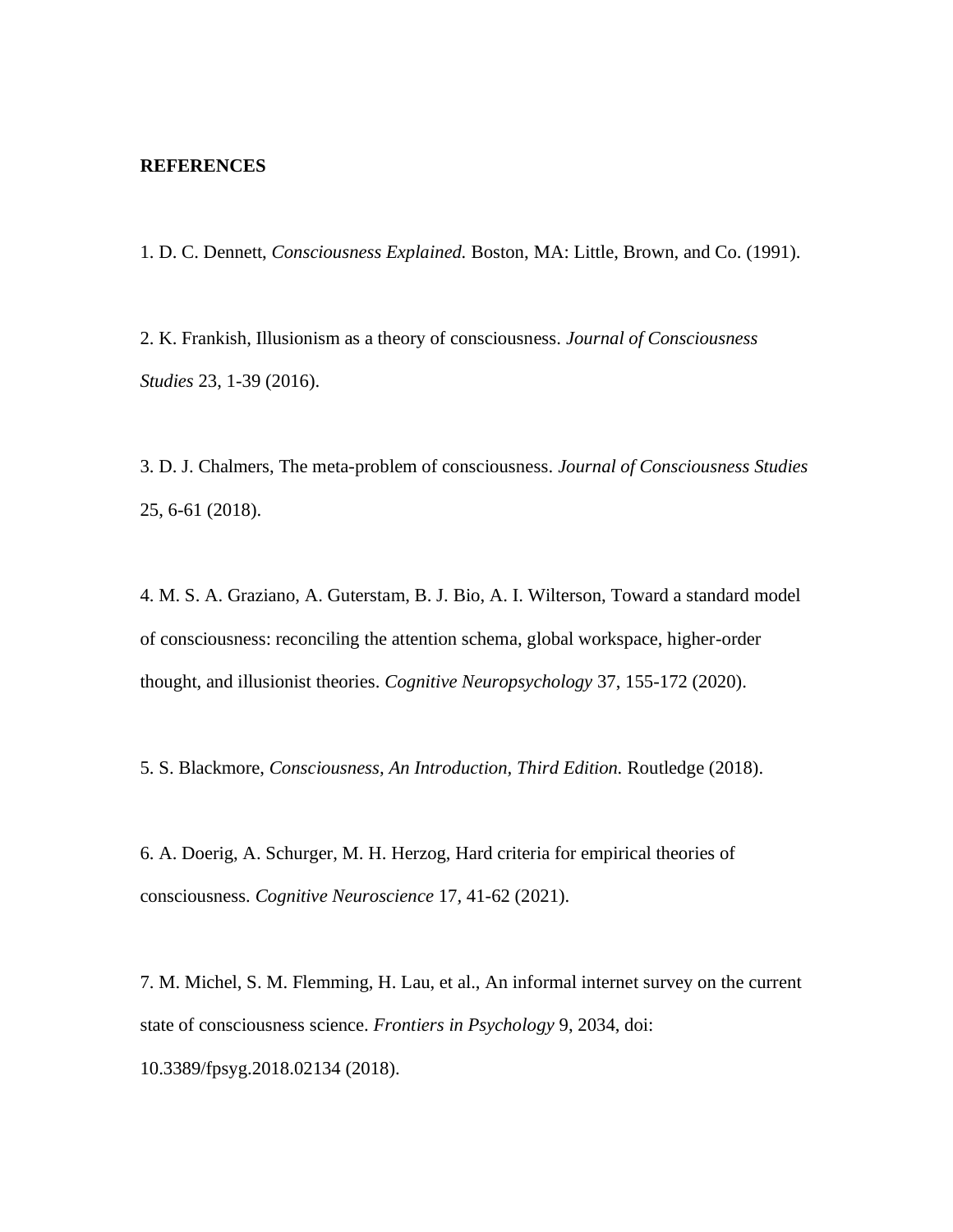**REFERENCES**

1. D. C. Dennett, *Consciousness Explained.* Boston, MA: Little, Brown, and Co. (1991).

2. K. Frankish, Illusionism as a theory of consciousness. *Journal of Consciousness Studies* 23, 1-39 (2016).

3. D. J. Chalmers, The meta-problem of consciousness. *Journal of Consciousness Studies* 25, 6-61 (2018).

4. M. S. A. Graziano, A. Guterstam, B. J. Bio, A. I. Wilterson, Toward a standard model of consciousness: reconciling the attention schema, global workspace, higher-order thought, and illusionist theories. *Cognitive Neuropsychology* 37, 155-172 (2020).

5. S. Blackmore, *Consciousness, An Introduction, Third Edition.* Routledge (2018).

6. A. Doerig, A. Schurger, M. H. Herzog, Hard criteria for empirical theories of consciousness. *Cognitive Neuroscience* 17, 41-62 (2021).

7. M. Michel, S. M. Flemming, H. Lau, et al., An informal internet survey on the current state of consciousness science. *Frontiers in Psychology* 9, 2034, doi: 10.3389/fpsyg.2018.02134 (2018).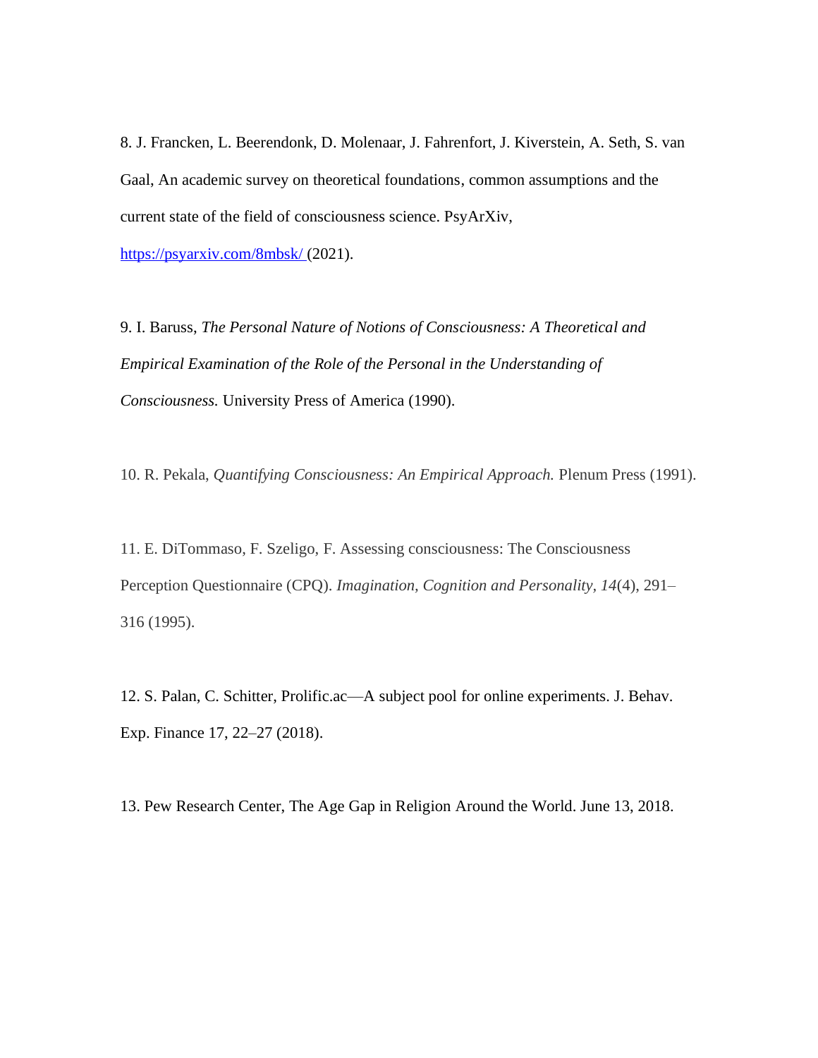8. J. Francken, L. Beerendonk, D. Molenaar, J. Fahrenfort, J. Kiverstein, A. Seth, S. van Gaal, An academic survey on theoretical foundations, common assumptions and the current state of the field of consciousness science. PsyArXiv, https://psyarxiv.com/8mbsk/ (2021).

9. I. Baruss, *The Personal Nature of Notions of Consciousness: A Theoretical and Empirical Examination of the Role of the Personal in the Understanding of Consciousness.* University Press of America (1990).

10. R. Pekala, *Quantifying Consciousness: An Empirical Approach.* Plenum Press (1991).

11. E. DiTommaso, F. Szeligo, F. Assessing consciousness: The Consciousness Perception Questionnaire (CPQ). *Imagination, Cognition and Personality, 14*(4), 291–316 (1995).

12. S. Palan, C. Schitter, Prolific.ac—A subject pool for online experiments. J. Behav. Exp. Finance 17, 22–27 (2018).

13. Pew Research Center, The Age Gap in Religion Around the World. June 13, 2018.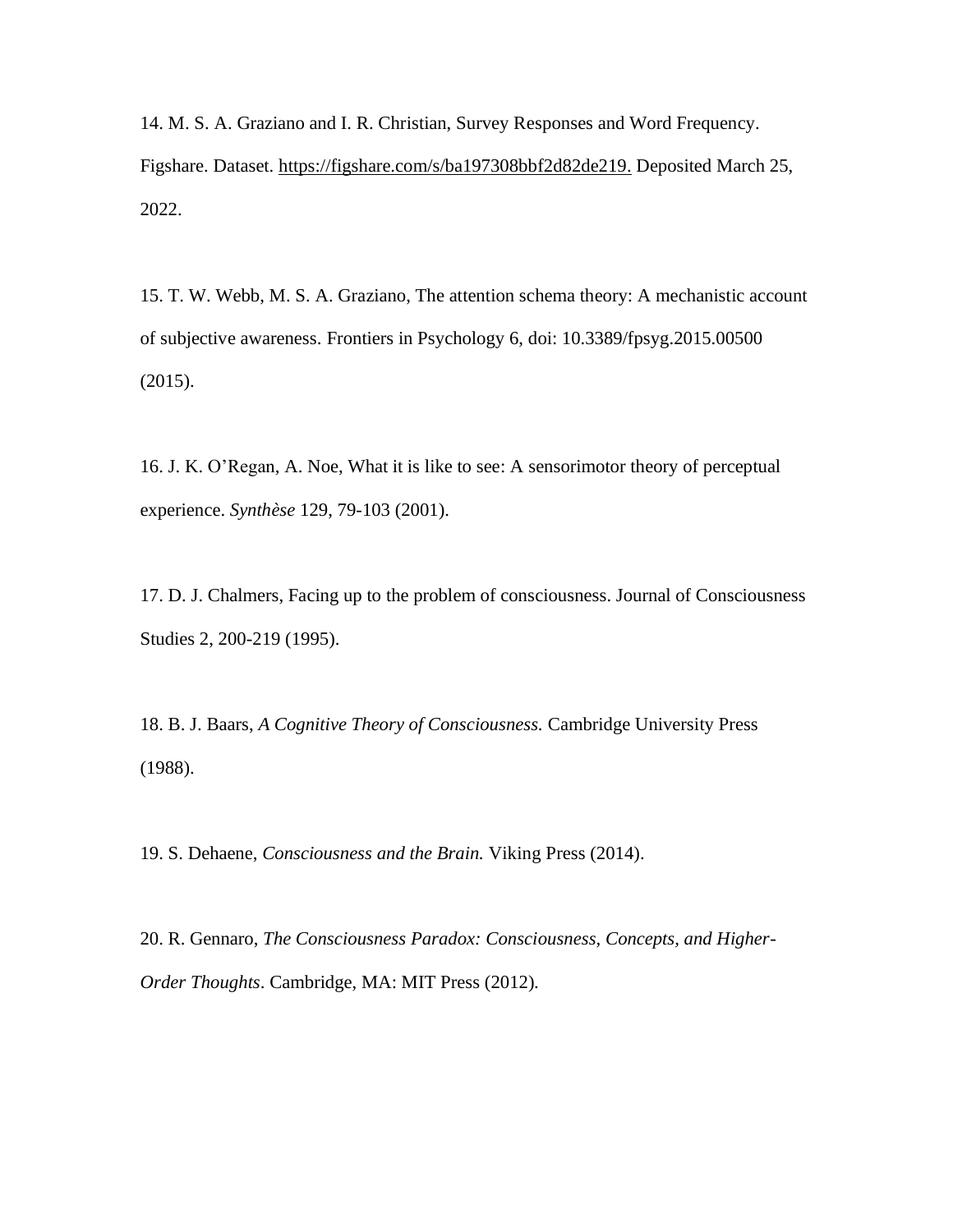14. M. S. A. Graziano and I. R. Christian, Survey Responses and Word Frequency. Figshare. Dataset. https://figshare.com/s/ba197308bbf2d82de219. Deposited March 25, 2022.

15. T. W. Webb, M. S. A. Graziano, The attention schema theory: A mechanistic account of subjective awareness. Frontiers in Psychology 6, doi: 10.3389/fpsyg.2015.00500 (2015).

16. J. K. O'Regan, A. Noe, What it is like to see: A sensorimotor theory of perceptual experience. *Synthèse* 129, 79-103 (2001).

17. D. J. Chalmers, Facing up to the problem of consciousness. Journal of Consciousness Studies 2, 200-219 (1995).

18. B. J. Baars, *A Cognitive Theory of Consciousness.* Cambridge University Press (1988).

19. S. Dehaene, *Consciousness and the Brain.* Viking Press (2014).

20. R. Gennaro, *The Consciousness Paradox: Consciousness, Concepts, and Higher-Order Thoughts*. Cambridge, MA: MIT Press (2012).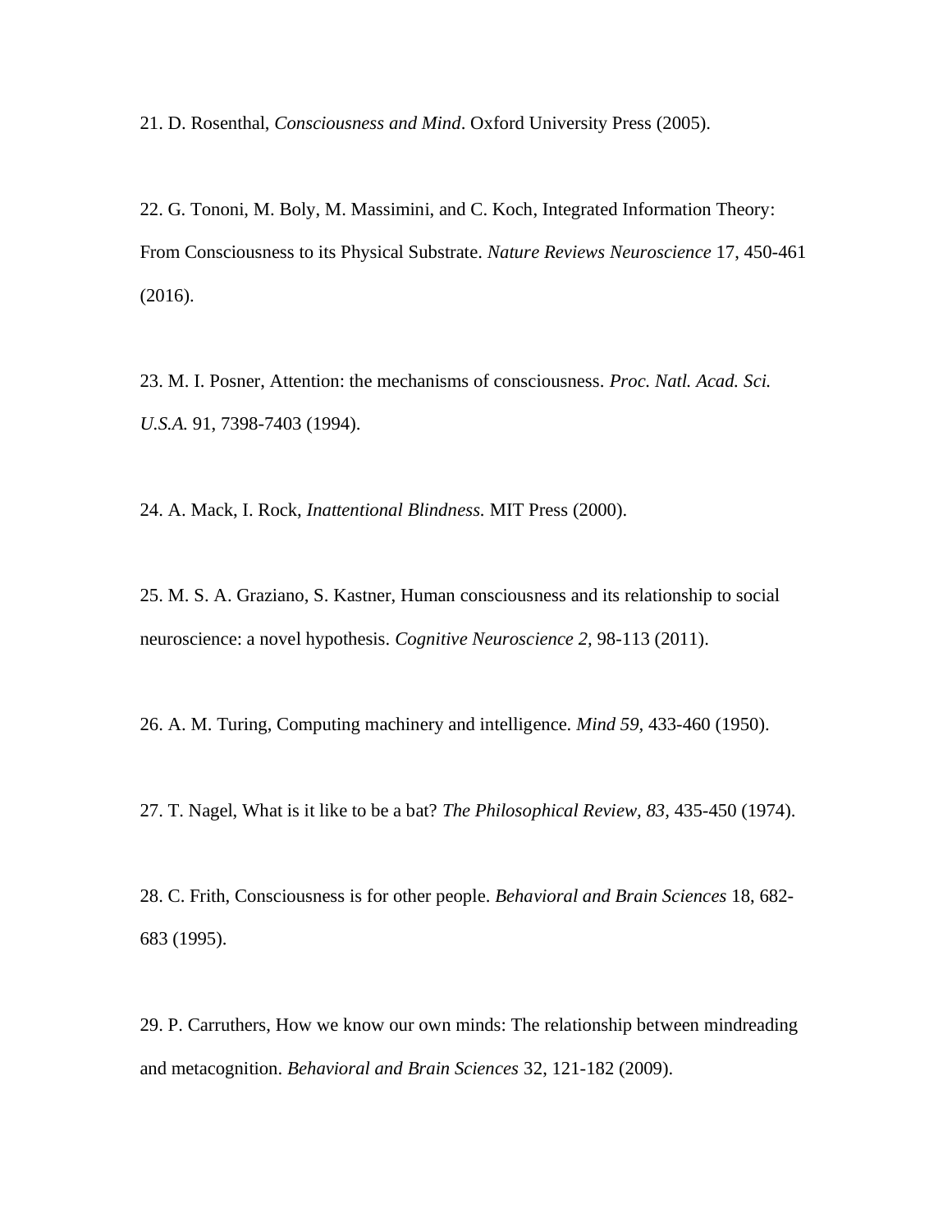21. D. Rosenthal, *Consciousness and Mind*. Oxford University Press (2005).

22. G. Tononi, M. Boly, M. Massimini, and C. Koch, Integrated Information Theory: From Consciousness to its Physical Substrate. *Nature Reviews Neuroscience* 17, 450-461 (2016).

23. M. I. Posner, Attention: the mechanisms of consciousness. *Proc. Natl. Acad. Sci. U.S.A.* 91, 7398-7403 (1994).

24. A. Mack, I. Rock, *Inattentional Blindness.* MIT Press (2000).

25. M. S. A. Graziano, S. Kastner, Human consciousness and its relationship to social neuroscience: a novel hypothesis. *Cognitive Neuroscience 2,* 98-113 (2011).

26. A. M. Turing, Computing machinery and intelligence. *Mind 59,* 433-460 (1950).

27. T. Nagel, What is it like to be a bat? *The Philosophical Review, 83,* 435-450 (1974).

28. C. Frith, Consciousness is for other people. *Behavioral and Brain Sciences* 18, 682-683 (1995).

29. P. Carruthers, How we know our own minds: The relationship between mindreading and metacognition. *Behavioral and Brain Sciences* 32, 121-182 (2009).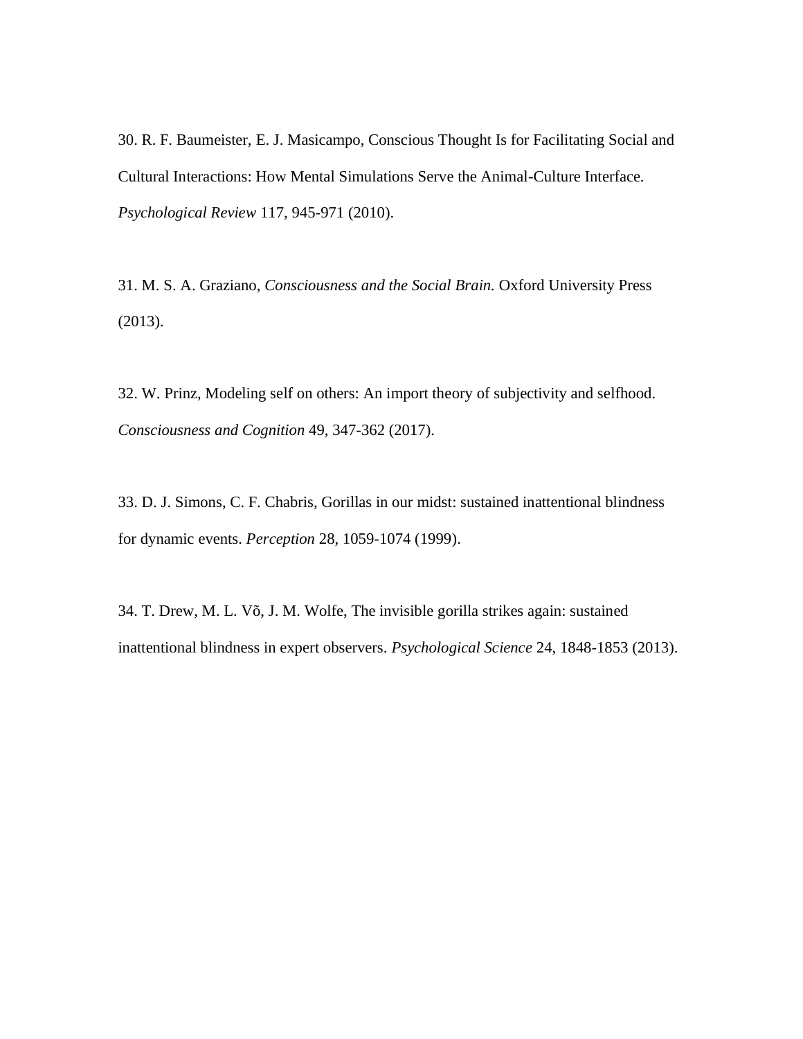30. R. F. Baumeister, E. J. Masicampo, Conscious Thought Is for Facilitating Social and Cultural Interactions: How Mental Simulations Serve the Animal-Culture Interface. *Psychological Review* 117, 945-971 (2010).

31. M. S. A. Graziano, *Consciousness and the Social Brain.* Oxford University Press (2013).

32. W. Prinz, Modeling self on others: An import theory of subjectivity and selfhood. *Consciousness and Cognition* 49, 347-362 (2017).

33. D. J. Simons, C. F. Chabris, Gorillas in our midst: sustained inattentional blindness for dynamic events. *Perception* 28, 1059-1074 (1999).

34. T. Drew, M. L. Võ, J. M. Wolfe, The invisible gorilla strikes again: sustained inattentional blindness in expert observers. *Psychological Science* 24, 1848-1853 (2013).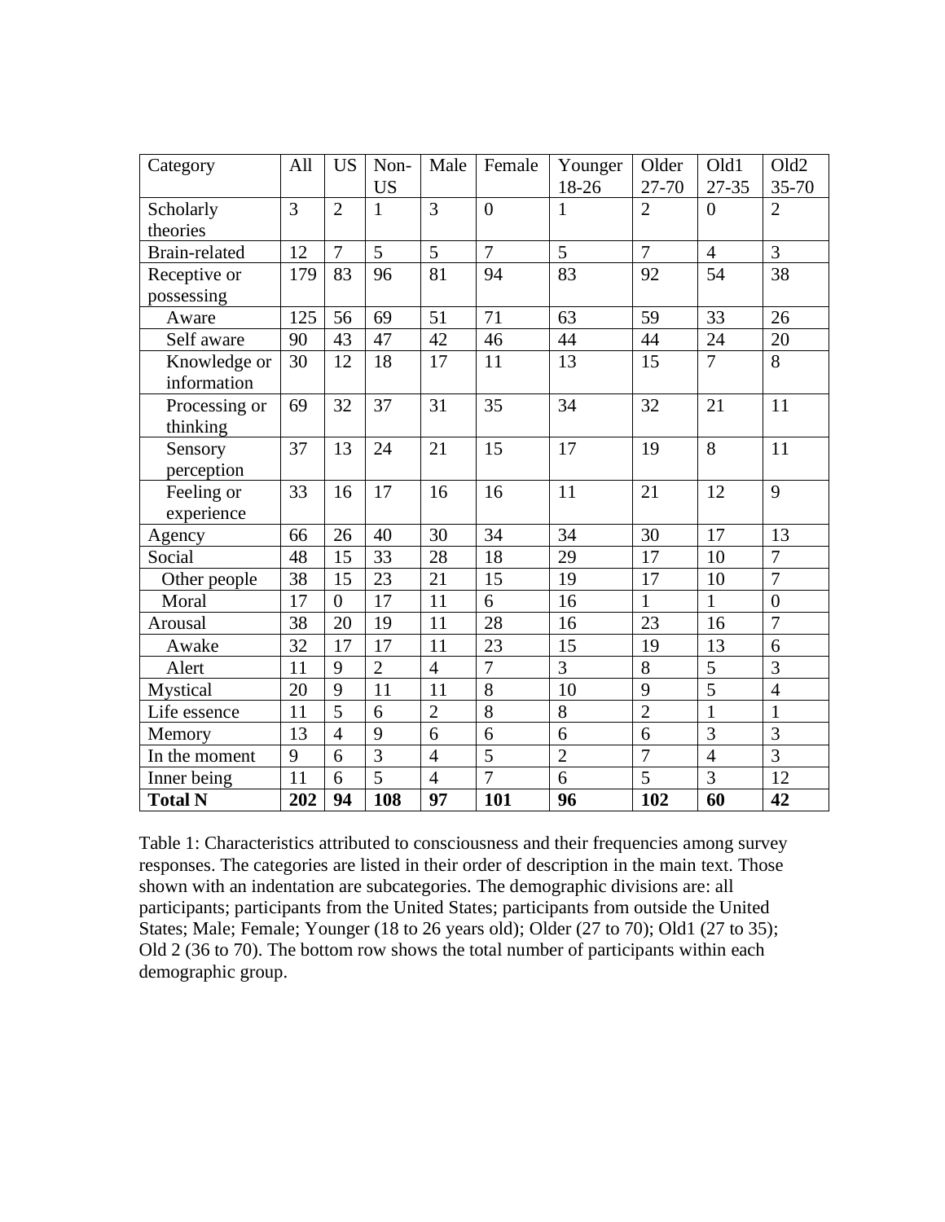| Category | All | US | Non-US | Male | Female | Younger 18-26 | Older 27-70 | Old1 27-35 | Old2 35-70 |
|---|---|---|---|---|---|---|---|---|---|
| Scholarly theories | 3 | 2 | 1 | 3 | 0 | 1 | 2 | 0 | 2 |
| Brain-related | 12 | 7 | 5 | 5 | 7 | 5 | 7 | 4 | 3 |
| Receptive or possessing | 179 | 83 | 96 | 81 | 94 | 83 | 92 | 54 | 38 |
| Aware | 125 | 56 | 69 | 51 | 71 | 63 | 59 | 33 | 26 |
| Self aware | 90 | 43 | 47 | 42 | 46 | 44 | 44 | 24 | 20 |
| Knowledge or information | 30 | 12 | 18 | 17 | 11 | 13 | 15 | 7 | 8 |
| Processing or thinking | 69 | 32 | 37 | 31 | 35 | 34 | 32 | 21 | 11 |
| Sensory perception | 37 | 13 | 24 | 21 | 15 | 17 | 19 | 8 | 11 |
| Feeling or experience | 33 | 16 | 17 | 16 | 16 | 11 | 21 | 12 | 9 |
| Agency | 66 | 26 | 40 | 30 | 34 | 34 | 30 | 17 | 13 |
| Social | 48 | 15 | 33 | 28 | 18 | 29 | 17 | 10 | 7 |
| Other people | 38 | 15 | 23 | 21 | 15 | 19 | 17 | 10 | 7 |
| Moral | 17 | 0 | 17 | 11 | 6 | 16 | 1 | 1 | 0 |
| Arousal | 38 | 20 | 19 | 11 | 28 | 16 | 23 | 16 | 7 |
| Awake | 32 | 17 | 17 | 11 | 23 | 15 | 19 | 13 | 6 |
| Alert | 11 | 9 | 2 | 4 | 7 | 3 | 8 | 5 | 3 |
| Mystical | 20 | 9 | 11 | 11 | 8 | 10 | 9 | 5 | 4 |
| Life essence | 11 | 5 | 6 | 2 | 8 | 8 | 2 | 1 | 1 |
| Memory | 13 | 4 | 9 | 6 | 6 | 6 | 6 | 3 | 3 |
| In the moment | 9 | 6 | 3 | 4 | 5 | 2 | 7 | 4 | 3 |
| Inner being | 11 | 6 | 5 | 4 | 7 | 6 | 5 | 3 | 12 |
| **Total N** | **202** | **94** | **108** | **97** | **101** | **96** | **102** | **60** | **42** |

Table 1: Characteristics attributed to consciousness and their frequencies among survey responses. The categories are listed in their order of description in the main text. Those shown with an indentation are subcategories. The demographic divisions are: all participants; participants from the United States; participants from outside the United States; Male; Female; Younger (18 to 26 years old); Older (27 to 70); Old1 (27 to 35); Old 2 (36 to 70). The bottom row shows the total number of participants within each demographic group.